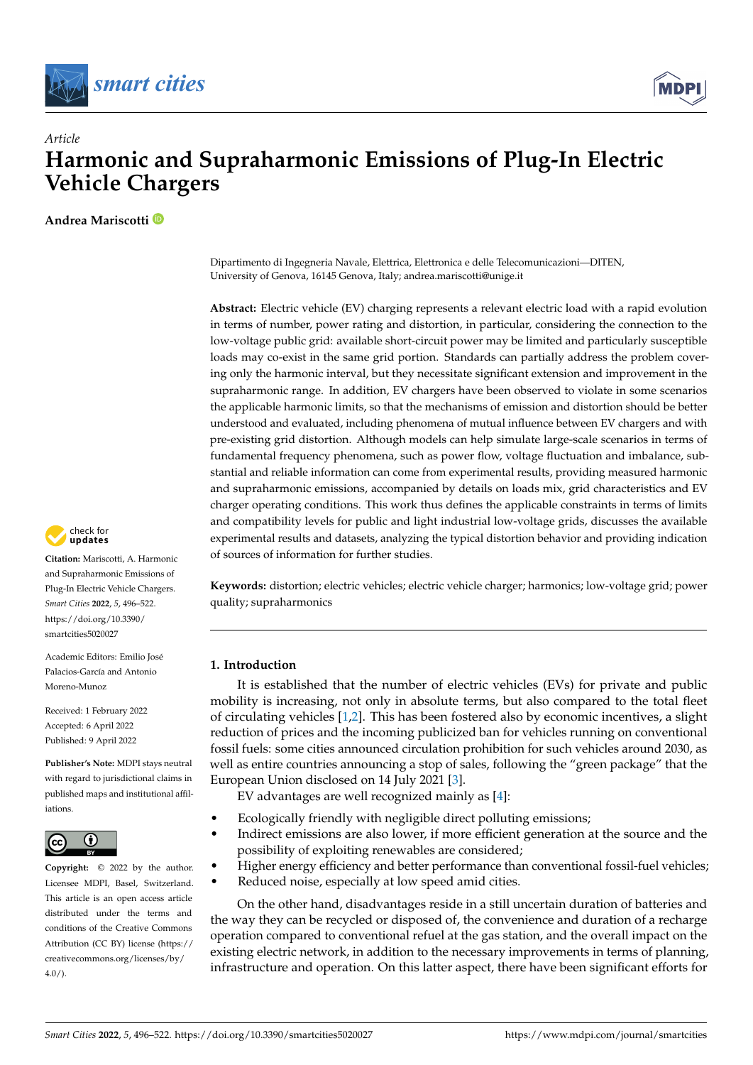Article

# Harmonic and Supraharmonic Emissions of Plug-In Electric Vehicle Chargers

**Andrea Mariscotti**

Dipartimento di Ingegneria Navale, Elettrica, Elettronica e delle Telecomunicazioni—DITEN, University of Genova, 16145 Genova, Italy; andrea.mariscotti@unige.it

**Abstract:** Electric vehicle (EV) charging represents a relevant electric load with a rapid evolution in terms of number, power rating and distortion, in particular, considering the connection to the low-voltage public grid: available short-circuit power may be limited and particularly susceptible loads may co-exist in the same grid portion. Standards can partially address the problem covering only the harmonic interval, but they necessitate significant extension and improvement in the supraharmonic range. In addition, EV chargers have been observed to violate in some scenarios the applicable harmonic limits, so that the mechanisms of emission and distortion should be better understood and evaluated, including phenomena of mutual influence between EV chargers and with pre-existing grid distortion. Although models can help simulate large-scale scenarios in terms of fundamental frequency phenomena, such as power flow, voltage fluctuation and imbalance, substantial and reliable information can come from experimental results, providing measured harmonic and supraharmonic emissions, accompanied by details on loads mix, grid characteristics and EV charger operating conditions. This work thus defines the applicable constraints in terms of limits and compatibility levels for public and light industrial low-voltage grids, discusses the available experimental results and datasets, analyzing the typical distortion behavior and providing indication of sources of information for further studies.

**Keywords:** distortion; electric vehicles; electric vehicle charger; harmonics; low-voltage grid; power quality; supraharmonics

**Citation:** Mariscotti, A. Harmonic and Supraharmonic Emissions of Plug-In Electric Vehicle Chargers. *Smart Cities* **2022**, *5*, 496–522. https://doi.org/10.3390/smartcities5020027

Academic Editors: Emilio José Palacios-García and Antonio Moreno-Munoz

Received: 1 February 2022
Accepted: 6 April 2022
Published: 9 April 2022

**Publisher's Note:** MDPI stays neutral with regard to jurisdictional claims in published maps and institutional affiliations.

**Copyright:** © 2022 by the author. Licensee MDPI, Basel, Switzerland. This article is an open access article distributed under the terms and conditions of the Creative Commons Attribution (CC BY) license (https://creativecommons.org/licenses/by/4.0/).

## 1. Introduction

It is established that the number of electric vehicles (EVs) for private and public mobility is increasing, not only in absolute terms, but also compared to the total fleet of circulating vehicles [1,2]. This has been fostered also by economic incentives, a slight reduction of prices and the incoming publicized ban for vehicles running on conventional fossil fuels: some cities announced circulation prohibition for such vehicles around 2030, as well as entire countries announcing a stop of sales, following the "green package" that the European Union disclosed on 14 July 2021 [3].

EV advantages are well recognized mainly as [4]:

- Ecologically friendly with negligible direct polluting emissions;
- Indirect emissions are also lower, if more efficient generation at the source and the possibility of exploiting renewables are considered;
- Higher energy efficiency and better performance than conventional fossil-fuel vehicles;
- Reduced noise, especially at low speed amid cities.

On the other hand, disadvantages reside in a still uncertain duration of batteries and the way they can be recycled or disposed of, the convenience and duration of a recharge operation compared to conventional refuel at the gas station, and the overall impact on the existing electric network, in addition to the necessary improvements in terms of planning, infrastructure and operation. On this latter aspect, there have been significant efforts for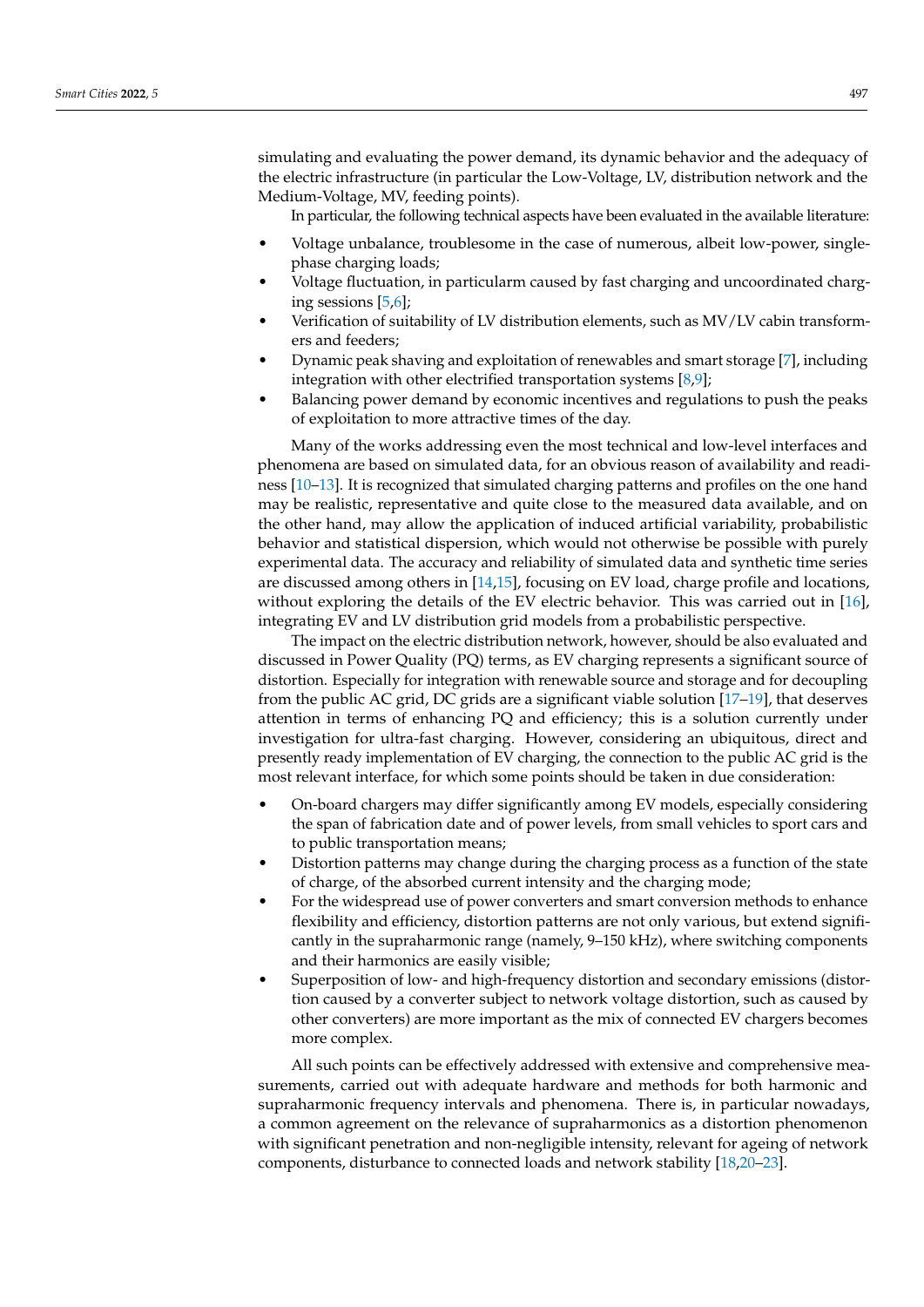simulating and evaluating the power demand, its dynamic behavior and the adequacy of the electric infrastructure (in particular the Low-Voltage, LV, distribution network and the Medium-Voltage, MV, feeding points).

In particular, the following technical aspects have been evaluated in the available literature:

- Voltage unbalance, troublesome in the case of numerous, albeit low-power, single-phase charging loads;
- Voltage fluctuation, in particularm caused by fast charging and uncoordinated charging sessions [5,6];
- Verification of suitability of LV distribution elements, such as MV/LV cabin transformers and feeders;
- Dynamic peak shaving and exploitation of renewables and smart storage [7], including integration with other electrified transportation systems [8,9];
- Balancing power demand by economic incentives and regulations to push the peaks of exploitation to more attractive times of the day.

Many of the works addressing even the most technical and low-level interfaces and phenomena are based on simulated data, for an obvious reason of availability and readiness [10–13]. It is recognized that simulated charging patterns and profiles on the one hand may be realistic, representative and quite close to the measured data available, and on the other hand, may allow the application of induced artificial variability, probabilistic behavior and statistical dispersion, which would not otherwise be possible with purely experimental data. The accuracy and reliability of simulated data and synthetic time series are discussed among others in [14,15], focusing on EV load, charge profile and locations, without exploring the details of the EV electric behavior. This was carried out in [16], integrating EV and LV distribution grid models from a probabilistic perspective.

The impact on the electric distribution network, however, should be also evaluated and discussed in Power Quality (PQ) terms, as EV charging represents a significant source of distortion. Especially for integration with renewable source and storage and for decoupling from the public AC grid, DC grids are a significant viable solution [17–19], that deserves attention in terms of enhancing PQ and efficiency; this is a solution currently under investigation for ultra-fast charging. However, considering an ubiquitous, direct and presently ready implementation of EV charging, the connection to the public AC grid is the most relevant interface, for which some points should be taken in due consideration:

- On-board chargers may differ significantly among EV models, especially considering the span of fabrication date and of power levels, from small vehicles to sport cars and to public transportation means;
- Distortion patterns may change during the charging process as a function of the state of charge, of the absorbed current intensity and the charging mode;
- For the widespread use of power converters and smart conversion methods to enhance flexibility and efficiency, distortion patterns are not only various, but extend significantly in the supraharmonic range (namely, 9–150 kHz), where switching components and their harmonics are easily visible;
- Superposition of low- and high-frequency distortion and secondary emissions (distortion caused by a converter subject to network voltage distortion, such as caused by other converters) are more important as the mix of connected EV chargers becomes more complex.

All such points can be effectively addressed with extensive and comprehensive measurements, carried out with adequate hardware and methods for both harmonic and supraharmonic frequency intervals and phenomena. There is, in particular nowadays, a common agreement on the relevance of supraharmonics as a distortion phenomenon with significant penetration and non-negligible intensity, relevant for ageing of network components, disturbance to connected loads and network stability [18,20–23].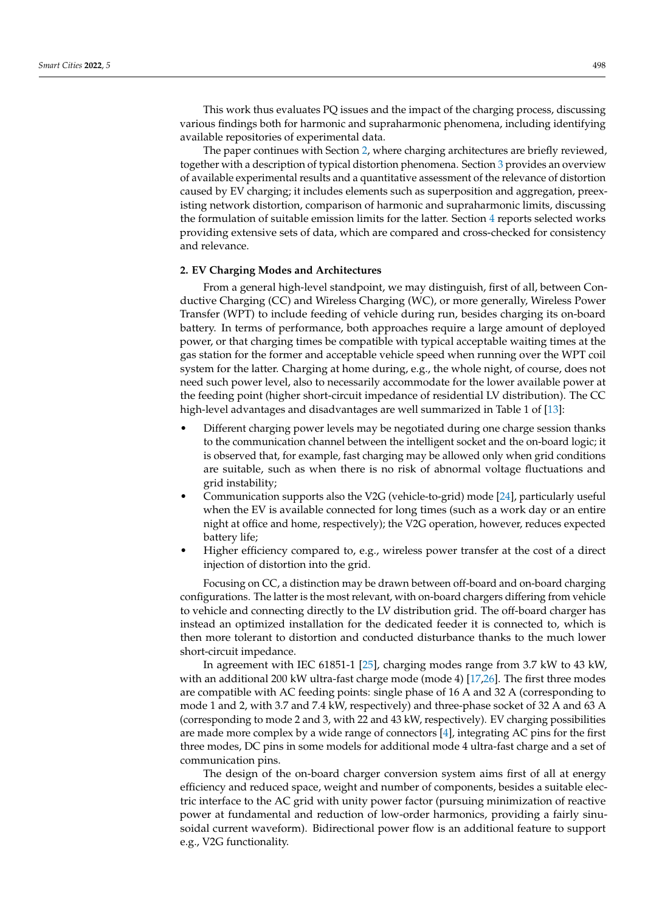This work thus evaluates PQ issues and the impact of the charging process, discussing various findings both for harmonic and supraharmonic phenomena, including identifying available repositories of experimental data.

The paper continues with Section 2, where charging architectures are briefly reviewed, together with a description of typical distortion phenomena. Section 3 provides an overview of available experimental results and a quantitative assessment of the relevance of distortion caused by EV charging; it includes elements such as superposition and aggregation, preexisting network distortion, comparison of harmonic and supraharmonic limits, discussing the formulation of suitable emission limits for the latter. Section 4 reports selected works providing extensive sets of data, which are compared and cross-checked for consistency and relevance.

## 2. EV Charging Modes and Architectures

From a general high-level standpoint, we may distinguish, first of all, between Conductive Charging (CC) and Wireless Charging (WC), or more generally, Wireless Power Transfer (WPT) to include feeding of vehicle during run, besides charging its on-board battery. In terms of performance, both approaches require a large amount of deployed power, or that charging times be compatible with typical acceptable waiting times at the gas station for the former and acceptable vehicle speed when running over the WPT coil system for the latter. Charging at home during, e.g., the whole night, of course, does not need such power level, also to necessarily accommodate for the lower available power at the feeding point (higher short-circuit impedance of residential LV distribution). The CC high-level advantages and disadvantages are well summarized in Table 1 of [13]:

- Different charging power levels may be negotiated during one charge session thanks to the communication channel between the intelligent socket and the on-board logic; it is observed that, for example, fast charging may be allowed only when grid conditions are suitable, such as when there is no risk of abnormal voltage fluctuations and grid instability;
- Communication supports also the V2G (vehicle-to-grid) mode [24], particularly useful when the EV is available connected for long times (such as a work day or an entire night at office and home, respectively); the V2G operation, however, reduces expected battery life;
- Higher efficiency compared to, e.g., wireless power transfer at the cost of a direct injection of distortion into the grid.

Focusing on CC, a distinction may be drawn between off-board and on-board charging configurations. The latter is the most relevant, with on-board chargers differing from vehicle to vehicle and connecting directly to the LV distribution grid. The off-board charger has instead an optimized installation for the dedicated feeder it is connected to, which is then more tolerant to distortion and conducted disturbance thanks to the much lower short-circuit impedance.

In agreement with IEC 61851-1 [25], charging modes range from 3.7 kW to 43 kW, with an additional 200 kW ultra-fast charge mode (mode 4) [17,26]. The first three modes are compatible with AC feeding points: single phase of 16 A and 32 A (corresponding to mode 1 and 2, with 3.7 and 7.4 kW, respectively) and three-phase socket of 32 A and 63 A (corresponding to mode 2 and 3, with 22 and 43 kW, respectively). EV charging possibilities are made more complex by a wide range of connectors [4], integrating AC pins for the first three modes, DC pins in some models for additional mode 4 ultra-fast charge and a set of communication pins.

The design of the on-board charger conversion system aims first of all at energy efficiency and reduced space, weight and number of components, besides a suitable electric interface to the AC grid with unity power factor (pursuing minimization of reactive power at fundamental and reduction of low-order harmonics, providing a fairly sinusoidal current waveform). Bidirectional power flow is an additional feature to support e.g., V2G functionality.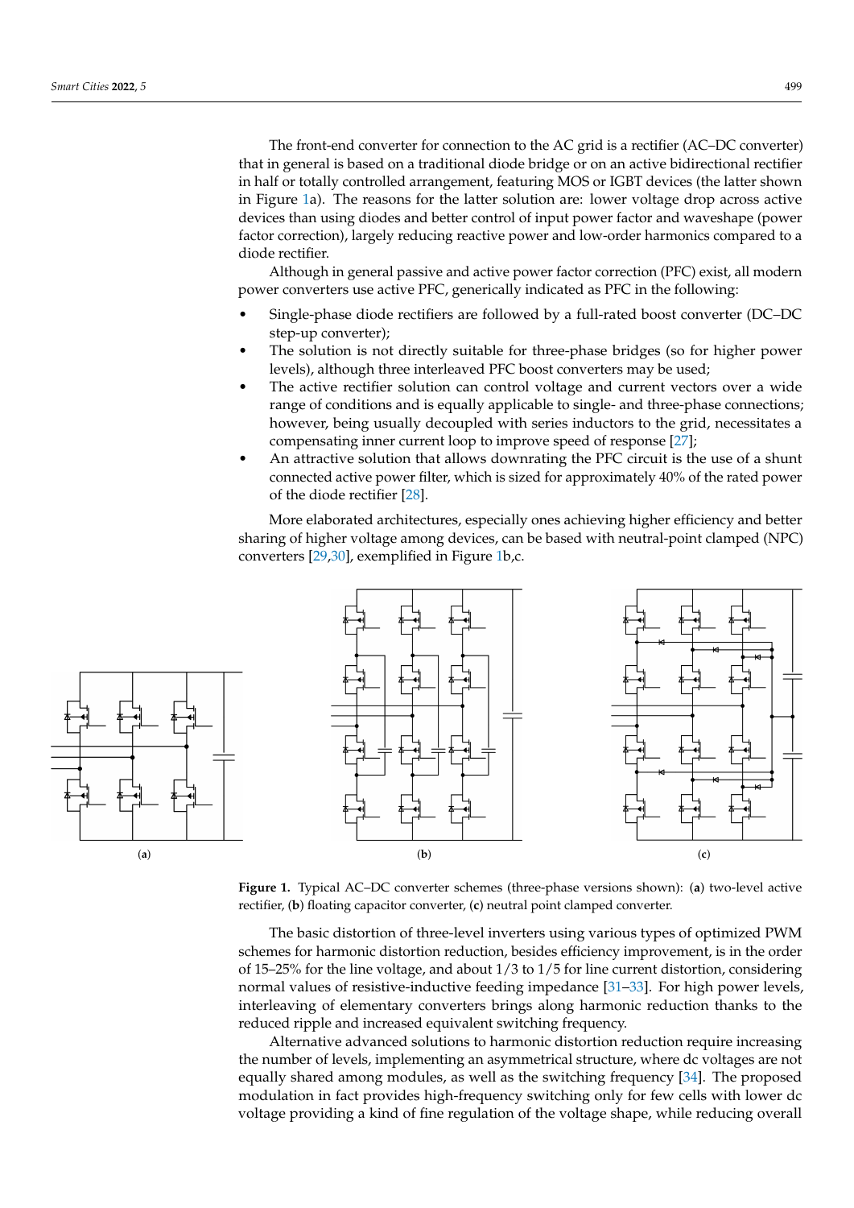The front-end converter for connection to the AC grid is a rectifier (AC–DC converter) that in general is based on a traditional diode bridge or on an active bidirectional rectifier in half or totally controlled arrangement, featuring MOS or IGBT devices (the latter shown in Figure 1a). The reasons for the latter solution are: lower voltage drop across active devices than using diodes and better control of input power factor and waveshape (power factor correction), largely reducing reactive power and low-order harmonics compared to a diode rectifier.

Although in general passive and active power factor correction (PFC) exist, all modern power converters use active PFC, generically indicated as PFC in the following:

- Single-phase diode rectifiers are followed by a full-rated boost converter (DC–DC step-up converter);
- The solution is not directly suitable for three-phase bridges (so for higher power levels), although three interleaved PFC boost converters may be used;
- The active rectifier solution can control voltage and current vectors over a wide range of conditions and is equally applicable to single- and three-phase connections; however, being usually decoupled with series inductors to the grid, necessitates a compensating inner current loop to improve speed of response [27];
- An attractive solution that allows downrating the PFC circuit is the use of a shunt connected active power filter, which is sized for approximately 40% of the rated power of the diode rectifier [28].

More elaborated architectures, especially ones achieving higher efficiency and better sharing of higher voltage among devices, can be based with neutral-point clamped (NPC) converters [29,30], exemplified in Figure 1b,c.

**Figure 1.** Typical AC–DC converter schemes (three-phase versions shown): (**a**) two-level active rectifier, (**b**) floating capacitor converter, (**c**) neutral point clamped converter.

The basic distortion of three-level inverters using various types of optimized PWM schemes for harmonic distortion reduction, besides efficiency improvement, is in the order of 15–25% for the line voltage, and about 1/3 to 1/5 for line current distortion, considering normal values of resistive-inductive feeding impedance [31–33]. For high power levels, interleaving of elementary converters brings along harmonic reduction thanks to the reduced ripple and increased equivalent switching frequency.

Alternative advanced solutions to harmonic distortion reduction require increasing the number of levels, implementing an asymmetrical structure, where dc voltages are not equally shared among modules, as well as the switching frequency [34]. The proposed modulation in fact provides high-frequency switching only for few cells with lower dc voltage providing a kind of fine regulation of the voltage shape, while reducing overall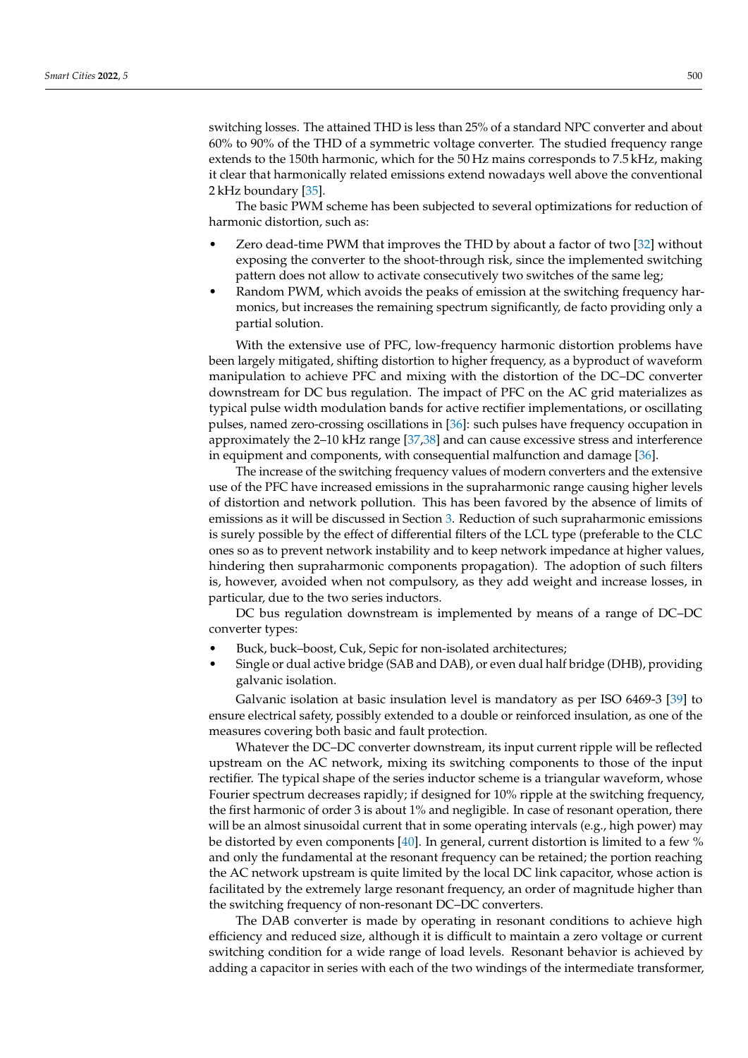switching losses. The attained THD is less than 25% of a standard NPC converter and about 60% to 90% of the THD of a symmetric voltage converter. The studied frequency range extends to the 150th harmonic, which for the 50 Hz mains corresponds to 7.5 kHz, making it clear that harmonically related emissions extend nowadays well above the conventional 2 kHz boundary [35].

The basic PWM scheme has been subjected to several optimizations for reduction of harmonic distortion, such as:

- Zero dead-time PWM that improves the THD by about a factor of two [32] without exposing the converter to the shoot-through risk, since the implemented switching pattern does not allow to activate consecutively two switches of the same leg;
- Random PWM, which avoids the peaks of emission at the switching frequency harmonics, but increases the remaining spectrum significantly, de facto providing only a partial solution.

With the extensive use of PFC, low-frequency harmonic distortion problems have been largely mitigated, shifting distortion to higher frequency, as a byproduct of waveform manipulation to achieve PFC and mixing with the distortion of the DC–DC converter downstream for DC bus regulation. The impact of PFC on the AC grid materializes as typical pulse width modulation bands for active rectifier implementations, or oscillating pulses, named zero-crossing oscillations in [36]: such pulses have frequency occupation in approximately the 2–10 kHz range [37,38] and can cause excessive stress and interference in equipment and components, with consequential malfunction and damage [36].

The increase of the switching frequency values of modern converters and the extensive use of the PFC have increased emissions in the supraharmonic range causing higher levels of distortion and network pollution. This has been favored by the absence of limits of emissions as it will be discussed in Section 3. Reduction of such supraharmonic emissions is surely possible by the effect of differential filters of the LCL type (preferable to the CLC ones so as to prevent network instability and to keep network impedance at higher values, hindering then supraharmonic components propagation). The adoption of such filters is, however, avoided when not compulsory, as they add weight and increase losses, in particular, due to the two series inductors.

DC bus regulation downstream is implemented by means of a range of DC–DC converter types:

- Buck, buck–boost, Cuk, Sepic for non-isolated architectures;
- Single or dual active bridge (SAB and DAB), or even dual half bridge (DHB), providing galvanic isolation.

Galvanic isolation at basic insulation level is mandatory as per ISO 6469-3 [39] to ensure electrical safety, possibly extended to a double or reinforced insulation, as one of the measures covering both basic and fault protection.

Whatever the DC–DC converter downstream, its input current ripple will be reflected upstream on the AC network, mixing its switching components to those of the input rectifier. The typical shape of the series inductor scheme is a triangular waveform, whose Fourier spectrum decreases rapidly; if designed for 10% ripple at the switching frequency, the first harmonic of order 3 is about 1% and negligible. In case of resonant operation, there will be an almost sinusoidal current that in some operating intervals (e.g., high power) may be distorted by even components [40]. In general, current distortion is limited to a few % and only the fundamental at the resonant frequency can be retained; the portion reaching the AC network upstream is quite limited by the local DC link capacitor, whose action is facilitated by the extremely large resonant frequency, an order of magnitude higher than the switching frequency of non-resonant DC–DC converters.

The DAB converter is made by operating in resonant conditions to achieve high efficiency and reduced size, although it is difficult to maintain a zero voltage or current switching condition for a wide range of load levels. Resonant behavior is achieved by adding a capacitor in series with each of the two windings of the intermediate transformer,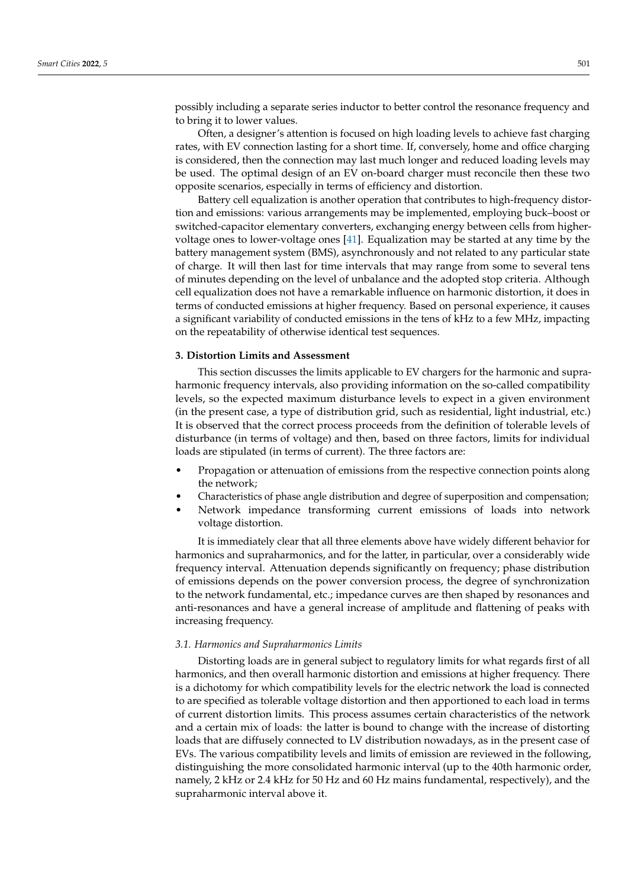possibly including a separate series inductor to better control the resonance frequency and to bring it to lower values.

Often, a designer's attention is focused on high loading levels to achieve fast charging rates, with EV connection lasting for a short time. If, conversely, home and office charging is considered, then the connection may last much longer and reduced loading levels may be used. The optimal design of an EV on-board charger must reconcile then these two opposite scenarios, especially in terms of efficiency and distortion.

Battery cell equalization is another operation that contributes to high-frequency distortion and emissions: various arrangements may be implemented, employing buck–boost or switched-capacitor elementary converters, exchanging energy between cells from higher-voltage ones to lower-voltage ones [41]. Equalization may be started at any time by the battery management system (BMS), asynchronously and not related to any particular state of charge. It will then last for time intervals that may range from some to several tens of minutes depending on the level of unbalance and the adopted stop criteria. Although cell equalization does not have a remarkable influence on harmonic distortion, it does in terms of conducted emissions at higher frequency. Based on personal experience, it causes a significant variability of conducted emissions in the tens of kHz to a few MHz, impacting on the repeatability of otherwise identical test sequences.

## 3. Distortion Limits and Assessment

This section discusses the limits applicable to EV chargers for the harmonic and supraharmonic frequency intervals, also providing information on the so-called compatibility levels, so the expected maximum disturbance levels to expect in a given environment (in the present case, a type of distribution grid, such as residential, light industrial, etc.) It is observed that the correct process proceeds from the definition of tolerable levels of disturbance (in terms of voltage) and then, based on three factors, limits for individual loads are stipulated (in terms of current). The three factors are:

- Propagation or attenuation of emissions from the respective connection points along the network;
- Characteristics of phase angle distribution and degree of superposition and compensation;
- Network impedance transforming current emissions of loads into network voltage distortion.

It is immediately clear that all three elements above have widely different behavior for harmonics and supraharmonics, and for the latter, in particular, over a considerably wide frequency interval. Attenuation depends significantly on frequency; phase distribution of emissions depends on the power conversion process, the degree of synchronization to the network fundamental, etc.; impedance curves are then shaped by resonances and anti-resonances and have a general increase of amplitude and flattening of peaks with increasing frequency.

### 3.1. Harmonics and Supraharmonics Limits

Distorting loads are in general subject to regulatory limits for what regards first of all harmonics, and then overall harmonic distortion and emissions at higher frequency. There is a dichotomy for which compatibility levels for the electric network the load is connected to are specified as tolerable voltage distortion and then apportioned to each load in terms of current distortion limits. This process assumes certain characteristics of the network and a certain mix of loads: the latter is bound to change with the increase of distorting loads that are diffusely connected to LV distribution nowadays, as in the present case of EVs. The various compatibility levels and limits of emission are reviewed in the following, distinguishing the more consolidated harmonic interval (up to the 40th harmonic order, namely, 2 kHz or 2.4 kHz for 50 Hz and 60 Hz mains fundamental, respectively), and the supraharmonic interval above it.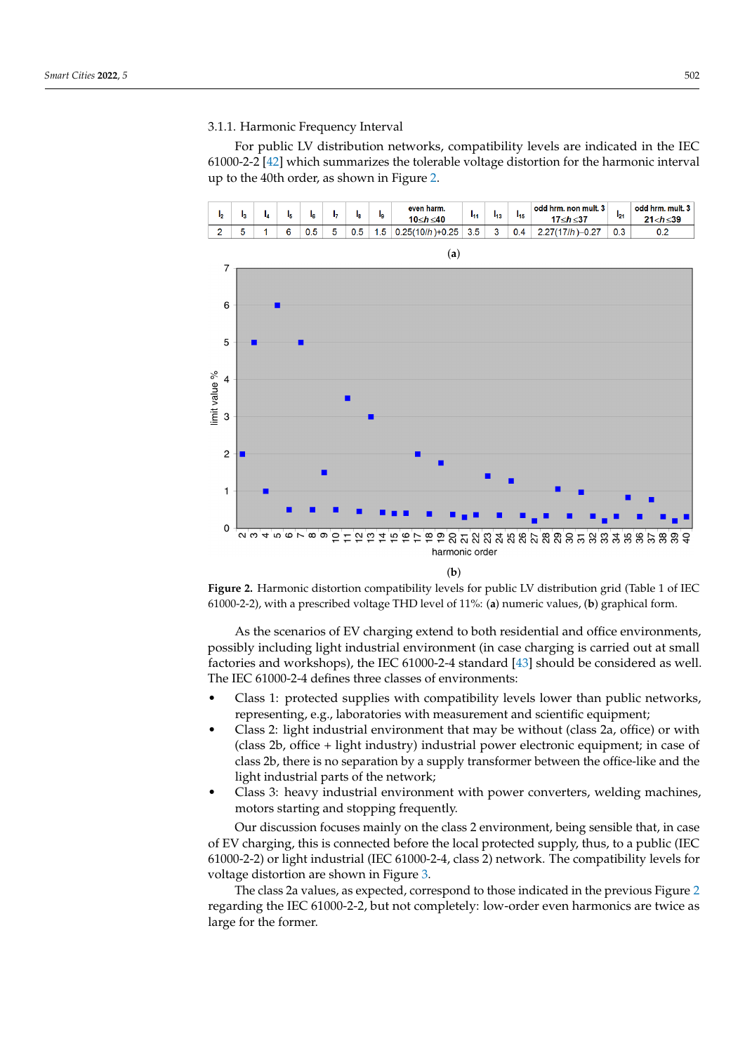### 3.1.1. Harmonic Frequency Interval

For public LV distribution networks, compatibility levels are indicated in the IEC 61000-2-2 [42] which summarizes the tolerable voltage distortion for the harmonic interval up to the 40th order, as shown in Figure 2.

| $I_2$ | $I_3$ | $I_4$ | $I_5$ | $I_6$ | $I_7$ | $I_8$ | $I_9$ | even harm. $10 \le h \le 40$ | $I_{11}$ | $I_{13}$ | $I_{15}$ | odd hrm. non mult. 3 $17 \le h \le 37$ | $I_{21}$ | odd hrm. mult. 3 $21 < h \le 39$ |
|---|---|---|---|---|---|---|---|---|---|---|---|---|---|---|
| 2 | 5 | 1 | 6 | 0.5 | 5 | 0.5 | 1.5 | $0.25(10/h)+0.25$ | 3.5 | 3 | 0.4 | $2.27(17/h)-0.27$ | 0.3 | 0.2 |

(**a**)

(**b**)

**Figure 2.** Harmonic distortion compatibility levels for public LV distribution grid (Table 1 of IEC 61000-2-2), with a prescribed voltage THD level of 11%: (**a**) numeric values, (**b**) graphical form.

As the scenarios of EV charging extend to both residential and office environments, possibly including light industrial environment (in case charging is carried out at small factories and workshops), the IEC 61000-2-4 standard [43] should be considered as well. The IEC 61000-2-4 defines three classes of environments:

- Class 1: protected supplies with compatibility levels lower than public networks, representing, e.g., laboratories with measurement and scientific equipment;
- Class 2: light industrial environment that may be without (class 2a, office) or with (class 2b, office + light industry) industrial power electronic equipment; in case of class 2b, there is no separation by a supply transformer between the office-like and the light industrial parts of the network;
- Class 3: heavy industrial environment with power converters, welding machines, motors starting and stopping frequently.

Our discussion focuses mainly on the class 2 environment, being sensible that, in case of EV charging, this is connected before the local protected supply, thus, to a public (IEC 61000-2-2) or light industrial (IEC 61000-2-4, class 2) network. The compatibility levels for voltage distortion are shown in Figure 3.

The class 2a values, as expected, correspond to those indicated in the previous Figure 2 regarding the IEC 61000-2-2, but not completely: low-order even harmonics are twice as large for the former.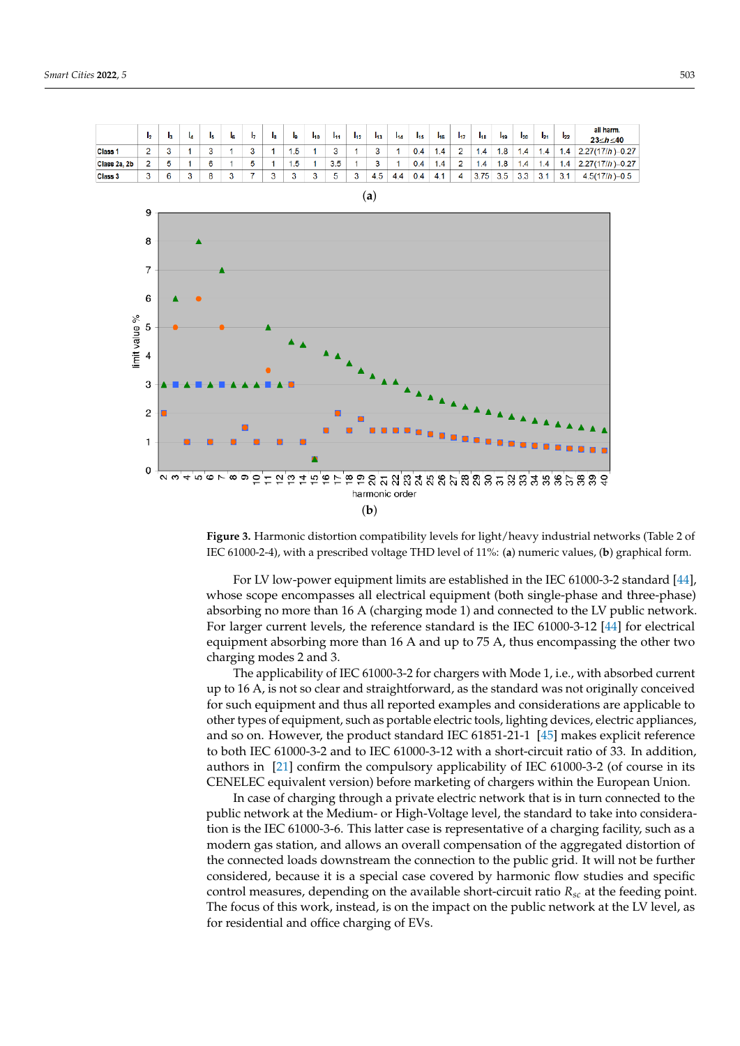| | $I_2$ | $I_3$ | $I_4$ | $I_5$ | $I_6$ | $I_7$ | $I_8$ | $I_9$ | $I_{10}$ | $I_{11}$ | $I_{12}$ | $I_{13}$ | $I_{14}$ | $I_{15}$ | $I_{16}$ | $I_{17}$ | $I_{18}$ | $I_{19}$ | $I_{20}$ | $I_{21}$ | $I_{22}$ | all harm. $23 \leq h \leq 40$ |
|---|---|---|---|---|---|---|---|---|---|---|---|---|---|---|---|---|---|---|---|---|---|---|
| Class 1 | 2 | 3 | 1 | 3 | 1 | 3 | 1 | 1.5 | 1 | 3 | 1 | 3 | 1 | 0.4 | 1.4 | 2 | 1.4 | 1.8 | 1.4 | 1.4 | 1.4 | $2.27(17/h)-0.27$ |
| Class 2a, 2b | 2 | 5 | 1 | 6 | 1 | 5 | 1 | 1.5 | 1 | 3.5 | 1 | 3 | 1 | 0.4 | 1.4 | 2 | 1.4 | 1.8 | 1.4 | 1.4 | 1.4 | $2.27(17/h)-0.27$ |
| Class 3 | 3 | 6 | 3 | 8 | 3 | 7 | 3 | 3 | 3 | 5 | 3 | 4.5 | 4.4 | 0.4 | 4.1 | 4 | 3.75 | 3.5 | 3.3 | 3.1 | 3.1 | $4.5(17/h)-0.5$ |

(**a**)

(**b**)

**Figure 3.** Harmonic distortion compatibility levels for light/heavy industrial networks (Table 2 of IEC 61000-2-4), with a prescribed voltage THD level of 11%: (**a**) numeric values, (**b**) graphical form.

For LV low-power equipment limits are established in the IEC 61000-3-2 standard [44], whose scope encompasses all electrical equipment (both single-phase and three-phase) absorbing no more than 16 A (charging mode 1) and connected to the LV public network. For larger current levels, the reference standard is the IEC 61000-3-12 [44] for electrical equipment absorbing more than 16 A and up to 75 A, thus encompassing the other two charging modes 2 and 3.

The applicability of IEC 61000-3-2 for chargers with Mode 1, i.e., with absorbed current up to 16 A, is not so clear and straightforward, as the standard was not originally conceived for such equipment and thus all reported examples and considerations are applicable to other types of equipment, such as portable electric tools, lighting devices, electric appliances, and so on. However, the product standard IEC 61851-21-1 [45] makes explicit reference to both IEC 61000-3-2 and to IEC 61000-3-12 with a short-circuit ratio of 33. In addition, authors in [21] confirm the compulsory applicability of IEC 61000-3-2 (of course in its CENELEC equivalent version) before marketing of chargers within the European Union.

In case of charging through a private electric network that is in turn connected to the public network at the Medium- or High-Voltage level, the standard to take into consideration is the IEC 61000-3-6. This latter case is representative of a charging facility, such as a modern gas station, and allows an overall compensation of the aggregated distortion of the connected loads downstream the connection to the public grid. It will not be further considered, because it is a special case covered by harmonic flow studies and specific control measures, depending on the available short-circuit ratio $R_{sc}$ at the feeding point. The focus of this work, instead, is on the impact on the public network at the LV level, as for residential and office charging of EVs.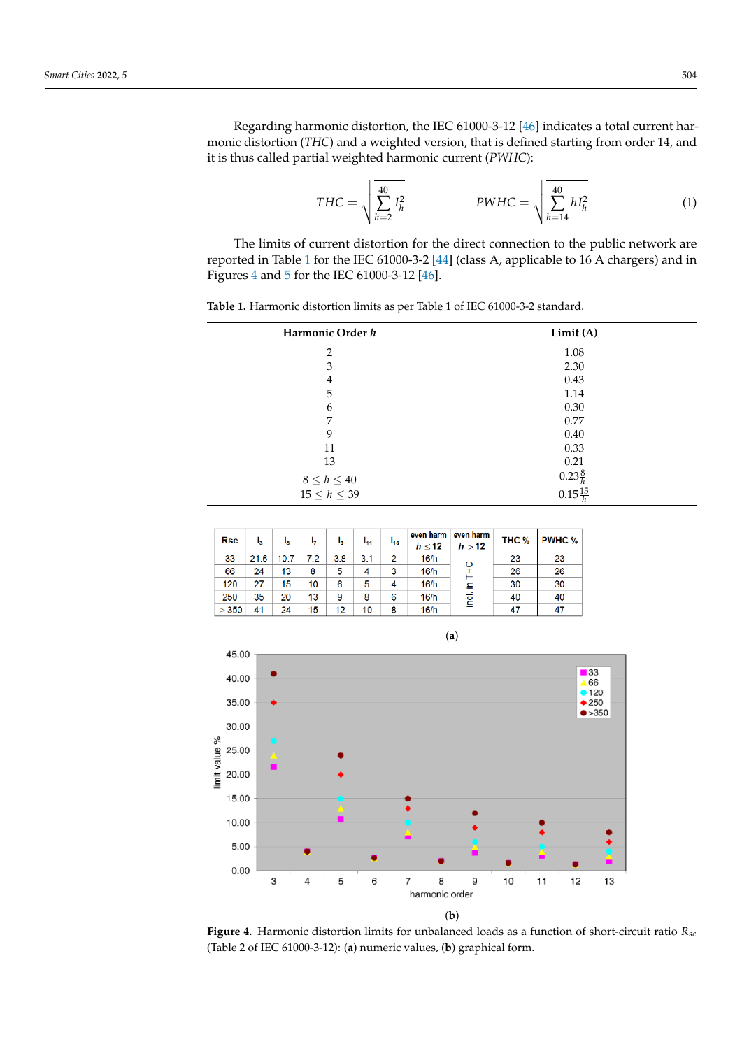Regarding harmonic distortion, the IEC 61000-3-12 [46] indicates a total current harmonic distortion (*THC*) and a weighted version, that is defined starting from order 14, and it is thus called partial weighted harmonic current (*PWHC*):

$$THC = \sqrt{\sum_{h=2}^{40} I_h^2} \qquad PWHC = \sqrt{\sum_{h=14}^{40} h I_h^2} \tag{1}$$

The limits of current distortion for the direct connection to the public network are reported in Table 1 for the IEC 61000-3-2 [44] (class A, applicable to 16 A chargers) and in Figures 4 and 5 for the IEC 61000-3-12 [46].

**Table 1.** Harmonic distortion limits as per Table 1 of IEC 61000-3-2 standard.

| Harmonic Order $h$ | Limit (A) |
|---|---|
| 2 | 1.08 |
| 3 | 2.30 |
| 4 | 0.43 |
| 5 | 1.14 |
| 6 | 0.30 |
| 7 | 0.77 |
| 9 | 0.40 |
| 11 | 0.33 |
| 13 | 0.21 |
| $8 \leq h \leq 40$ | $0.23\frac{8}{h}$ |
| $15 \leq h \leq 39$ | $0.15\frac{15}{h}$ |

| Rsc | $I_3$ | $I_5$ | $I_7$ | $I_9$ | $I_{11}$ | $I_{13}$ | even harm $h \leq 12$ | even harm $h > 12$ | THC % | PWHC % |
|---|---|---|---|---|---|---|---|---|---|---|
| 33 | 21.6 | 10.7 | 7.2 | 3.8 | 3.1 | 2 | 16/h | Incl. in THC | 23 | 23 |
| 66 | 24 | 13 | 8 | 5 | 4 | 3 | 16/h | | 26 | 26 |
| 120 | 27 | 15 | 10 | 6 | 5 | 4 | 16/h | | 30 | 30 |
| 250 | 35 | 20 | 13 | 9 | 8 | 6 | 16/h | | 40 | 40 |
| ≥ 350 | 41 | 24 | 15 | 12 | 10 | 8 | 16/h | | 47 | 47 |

(**a**)

(**b**)

**Figure 4.** Harmonic distortion limits for unbalanced loads as a function of short-circuit ratio $R_{sc}$ (Table 2 of IEC 61000-3-12): (**a**) numeric values, (**b**) graphical form.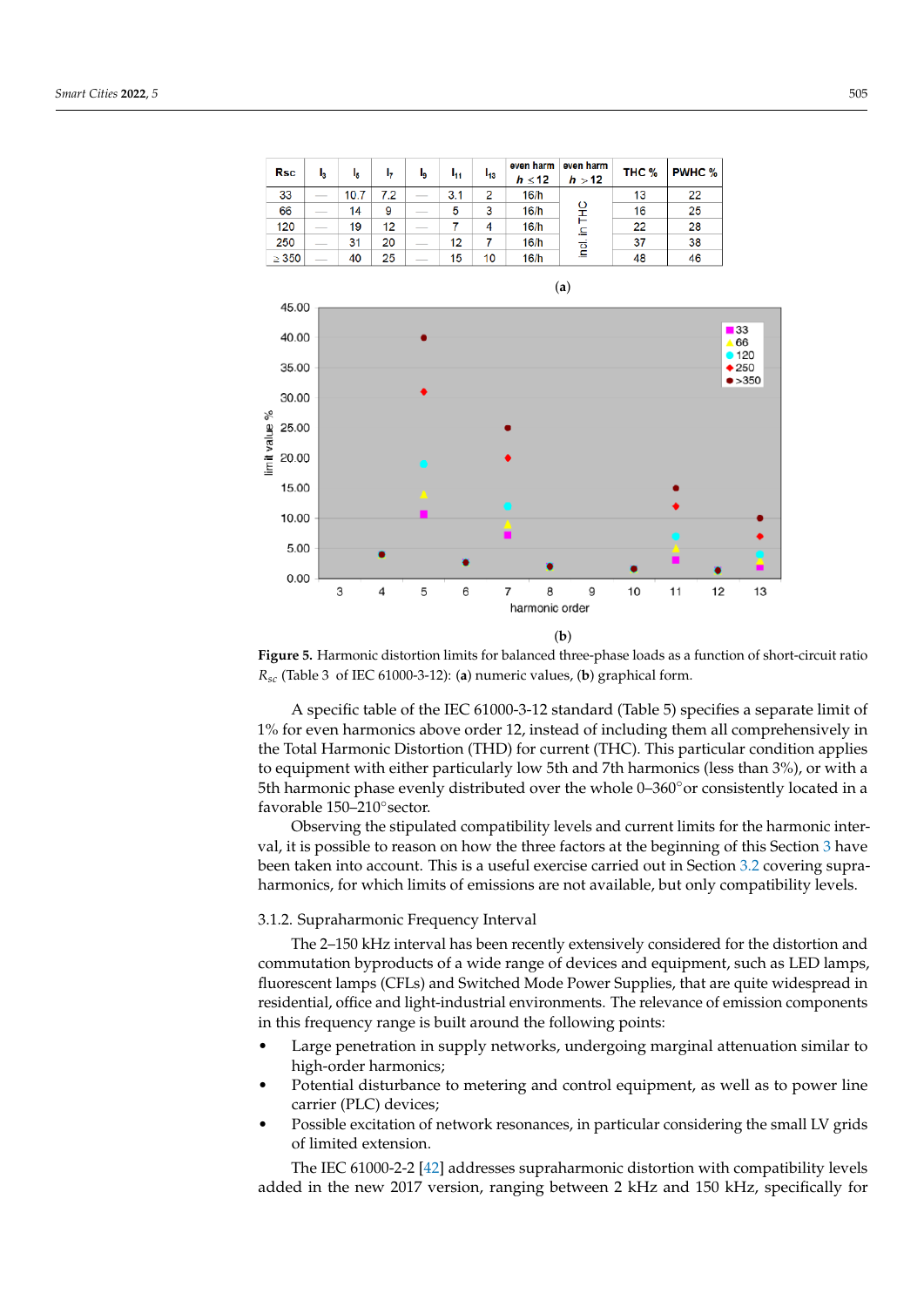| Rsc | $I_3$ | $I_5$ | $I_7$ | $I_9$ | $I_{11}$ | $I_{13}$ | even harm $h < 12$ | even harm $h > 12$ | THC % | PWHC % |
|---|---|---|---|---|---|---|---|---|---|---|
| 33 | — | 10.7 | 7.2 | — | 3.1 | 2 | 16/h | incl. in THC | 13 | 22 |
| 66 | — | 14 | 9 | — | 5 | 3 | 16/h | | 16 | 25 |
| 120 | — | 19 | 12 | — | 7 | 4 | 16/h | | 22 | 28 |
| 250 | — | 31 | 20 | — | 12 | 7 | 16/h | | 37 | 38 |
| ≥ 350 | — | 40 | 25 | — | 15 | 10 | 16/h | | 48 | 46 |

(a)

(b)

**Figure 5.** Harmonic distortion limits for balanced three-phase loads as a function of short-circuit ratio $R_{sc}$ (Table 3 of IEC 61000-3-12): (**a**) numeric values, (**b**) graphical form.

A specific table of the IEC 61000-3-12 standard (Table 5) specifies a separate limit of 1% for even harmonics above order 12, instead of including them all comprehensively in the Total Harmonic Distortion (THD) for current (THC). This particular condition applies to equipment with either particularly low 5th and 7th harmonics (less than 3%), or with a 5th harmonic phase evenly distributed over the whole 0–360° or consistently located in a favorable 150–210° sector.

Observing the stipulated compatibility levels and current limits for the harmonic interval, it is possible to reason on how the three factors at the beginning of this Section 3 have been taken into account. This is a useful exercise carried out in Section 3.2 covering supraharmonics, for which limits of emissions are not available, but only compatibility levels.

#### 3.1.2. Supraharmonic Frequency Interval

The 2–150 kHz interval has been recently extensively considered for the distortion and commutation byproducts of a wide range of devices and equipment, such as LED lamps, fluorescent lamps (CFLs) and Switched Mode Power Supplies, that are quite widespread in residential, office and light-industrial environments. The relevance of emission components in this frequency range is built around the following points:

- Large penetration in supply networks, undergoing marginal attenuation similar to high-order harmonics;
- Potential disturbance to metering and control equipment, as well as to power line carrier (PLC) devices;
- Possible excitation of network resonances, in particular considering the small LV grids of limited extension.

The IEC 61000-2-2 [42] addresses supraharmonic distortion with compatibility levels added in the new 2017 version, ranging between 2 kHz and 150 kHz, specifically for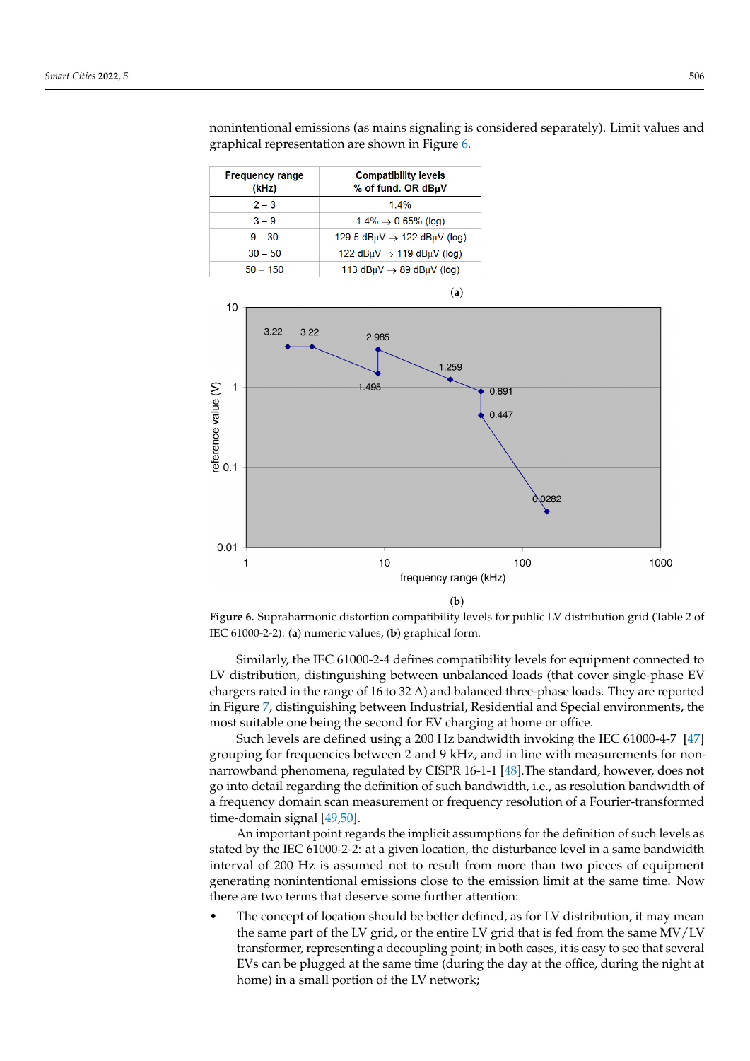nonintentional emissions (as mains signaling is considered separately). Limit values and graphical representation are shown in Figure 6.

| Frequency range (kHz) | Compatibility levels % of fund. OR dBμV |
|---|---|
| 2 – 3 | 1.4% |
| 3 – 9 | 1.4% → 0.65% (log) |
| 9 – 30 | 129.5 dBμV → 122 dBμV (log) |
| 30 – 50 | 122 dBμV → 119 dBμV (log) |
| 50 – 150 | 113 dBμV → 89 dBμV (log) |

(**a**)

(**b**)

**Figure 6.** Supraharmonic distortion compatibility levels for public LV distribution grid (Table 2 of IEC 61000-2-2): (**a**) numeric values, (**b**) graphical form.

Similarly, the IEC 61000-2-4 defines compatibility levels for equipment connected to LV distribution, distinguishing between unbalanced loads (that cover single-phase EV chargers rated in the range of 16 to 32 A) and balanced three-phase loads. They are reported in Figure 7, distinguishing between Industrial, Residential and Special environments, the most suitable one being the second for EV charging at home or office.

Such levels are defined using a 200 Hz bandwidth invoking the IEC 61000-4-7 [47] grouping for frequencies between 2 and 9 kHz, and in line with measurements for non-narrowband phenomena, regulated by CISPR 16-1-1 [48].The standard, however, does not go into detail regarding the definition of such bandwidth, i.e., as resolution bandwidth of a frequency domain scan measurement or frequency resolution of a Fourier-transformed time-domain signal [49,50].

An important point regards the implicit assumptions for the definition of such levels as stated by the IEC 61000-2-2: at a given location, the disturbance level in a same bandwidth interval of 200 Hz is assumed not to result from more than two pieces of equipment generating nonintentional emissions close to the emission limit at the same time. Now there are two terms that deserve some further attention:

- The concept of location should be better defined, as for LV distribution, it may mean the same part of the LV grid, or the entire LV grid that is fed from the same MV/LV transformer, representing a decoupling point; in both cases, it is easy to see that several EVs can be plugged at the same time (during the day at the office, during the night at home) in a small portion of the LV network;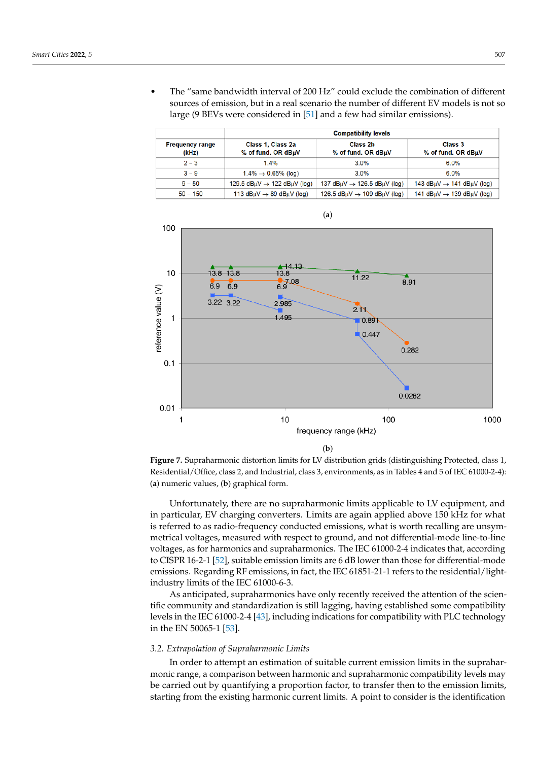- The "same bandwidth interval of 200 Hz" could exclude the combination of different sources of emission, but in a real scenario the number of different EV models is not so large (9 BEVs were considered in [51] and a few had similar emissions).

| Frequency range (kHz) | Compatibility levels | | |
|---|---|---|---|
| | Class 1, Class 2a % of fund. OR dBμV | Class 2b % of fund. OR dBμV | Class 3 % of fund. OR dBμV |
| 2 – 3 | 1.4% | 3.0% | 6.0% |
| 3 – 9 | 1.4% → 0.65% (log) | 3.0% | 6.0% |
| 9 – 50 | 129.5 dBμV → 122 dBμV (log) | 137 dBμV → 126.5 dBμV (log) | 143 dBμV → 141 dBμV (log) |
| 50 – 150 | 113 dBμV → 89 dBμV (log) | 126.5 dBμV → 109 dBμV (log) | 141 dBμV → 139 dBμV (log) |

(a)

(b)

**Figure 7.** Supraharmonic distortion limits for LV distribution grids (distinguishing Protected, class 1, Residential/Office, class 2, and Industrial, class 3, environments, as in Tables 4 and 5 of IEC 61000-2-4): (**a**) numeric values, (**b**) graphical form.

Unfortunately, there are no supraharmonic limits applicable to LV equipment, and in particular, EV charging converters. Limits are again applied above 150 kHz for what is referred to as radio-frequency conducted emissions, what is worth recalling are unsymmetrical voltages, measured with respect to ground, and not differential-mode line-to-line voltages, as for harmonics and supraharmonics. The IEC 61000-2-4 indicates that, according to CISPR 16-2-1 [52], suitable emission limits are 6 dB lower than those for differential-mode emissions. Regarding RF emissions, in fact, the IEC 61851-21-1 refers to the residential/light-industry limits of the IEC 61000-6-3.

As anticipated, supraharmonics have only recently received the attention of the scientific community and standardization is still lagging, having established some compatibility levels in the IEC 61000-2-4 [43], including indications for compatibility with PLC technology in the EN 50065-1 [53].

### *3.2. Extrapolation of Supraharmonic Limits*

In order to attempt an estimation of suitable current emission limits in the supraharmonic range, a comparison between harmonic and supraharmonic compatibility levels may be carried out by quantifying a proportion factor, to transfer then to the emission limits, starting from the existing harmonic current limits. A point to consider is the identification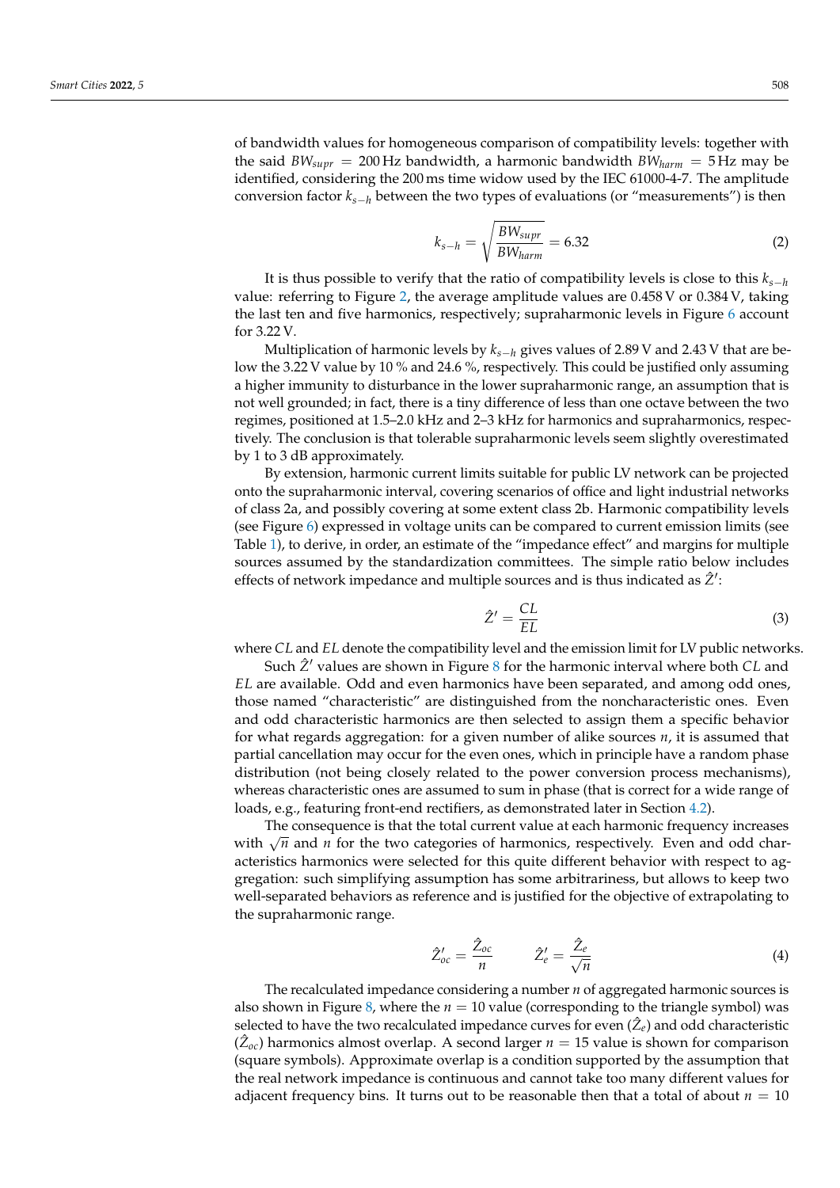of bandwidth values for homogeneous comparison of compatibility levels: together with the said $BW_{supr} = 200$ Hz bandwidth, a harmonic bandwidth $BW_{harm} = 5$ Hz may be identified, considering the 200 ms time widow used by the IEC 61000-4-7. The amplitude conversion factor $k_{s-h}$ between the two types of evaluations (or "measurements") is then

$$k_{s-h} = \sqrt{\frac{BW_{supr}}{BW_{harm}}} = 6.32 \tag{2}$$

It is thus possible to verify that the ratio of compatibility levels is close to this $k_{s-h}$ value: referring to Figure 2, the average amplitude values are 0.458 V or 0.384 V, taking the last ten and five harmonics, respectively; supraharmonic levels in Figure 6 account for 3.22 V.

Multiplication of harmonic levels by $k_{s-h}$ gives values of 2.89 V and 2.43 V that are below the 3.22 V value by 10 % and 24.6 %, respectively. This could be justified only assuming a higher immunity to disturbance in the lower supraharmonic range, an assumption that is not well grounded; in fact, there is a tiny difference of less than one octave between the two regimes, positioned at 1.5–2.0 kHz and 2–3 kHz for harmonics and supraharmonics, respectively. The conclusion is that tolerable supraharmonic levels seem slightly overestimated by 1 to 3 dB approximately.

By extension, harmonic current limits suitable for public LV network can be projected onto the supraharmonic interval, covering scenarios of office and light industrial networks of class 2a, and possibly covering at some extent class 2b. Harmonic compatibility levels (see Figure 6) expressed in voltage units can be compared to current emission limits (see Table 1), to derive, in order, an estimate of the "impedance effect" and margins for multiple sources assumed by the standardization committees. The simple ratio below includes effects of network impedance and multiple sources and is thus indicated as $\hat{Z}'$:

$$\hat{Z}' = \frac{CL}{EL} \tag{3}$$

where $CL$ and $EL$ denote the compatibility level and the emission limit for LV public networks.

Such $\hat{Z}'$ values are shown in Figure 8 for the harmonic interval where both $CL$ and $EL$ are available. Odd and even harmonics have been separated, and among odd ones, those named "characteristic" are distinguished from the noncharacteristic ones. Even and odd characteristic harmonics are then selected to assign them a specific behavior for what regards aggregation: for a given number of alike sources $n$, it is assumed that partial cancellation may occur for the even ones, which in principle have a random phase distribution (not being closely related to the power conversion process mechanisms), whereas characteristic ones are assumed to sum in phase (that is correct for a wide range of loads, e.g., featuring front-end rectifiers, as demonstrated later in Section 4.2).

The consequence is that the total current value at each harmonic frequency increases with $\sqrt{n}$ and $n$ for the two categories of harmonics, respectively. Even and odd characteristics harmonics were selected for this quite different behavior with respect to aggregation: such simplifying assumption has some arbitrariness, but allows to keep two well-separated behaviors as reference and is justified for the objective of extrapolating to the supraharmonic range.

$$\hat{Z}'_{oc} = \frac{\hat{Z}_{oc}}{n} \qquad \hat{Z}'_{e} = \frac{\hat{Z}_{e}}{\sqrt{n}} \tag{4}$$

The recalculated impedance considering a number $n$ of aggregated harmonic sources is also shown in Figure 8, where the $n = 10$ value (corresponding to the triangle symbol) was selected to have the two recalculated impedance curves for even ($\hat{Z}_e$) and odd characteristic ($\hat{Z}_{oc}$) harmonics almost overlap. A second larger $n = 15$ value is shown for comparison (square symbols). Approximate overlap is a condition supported by the assumption that the real network impedance is continuous and cannot take too many different values for adjacent frequency bins. It turns out to be reasonable then that a total of about $n = 10$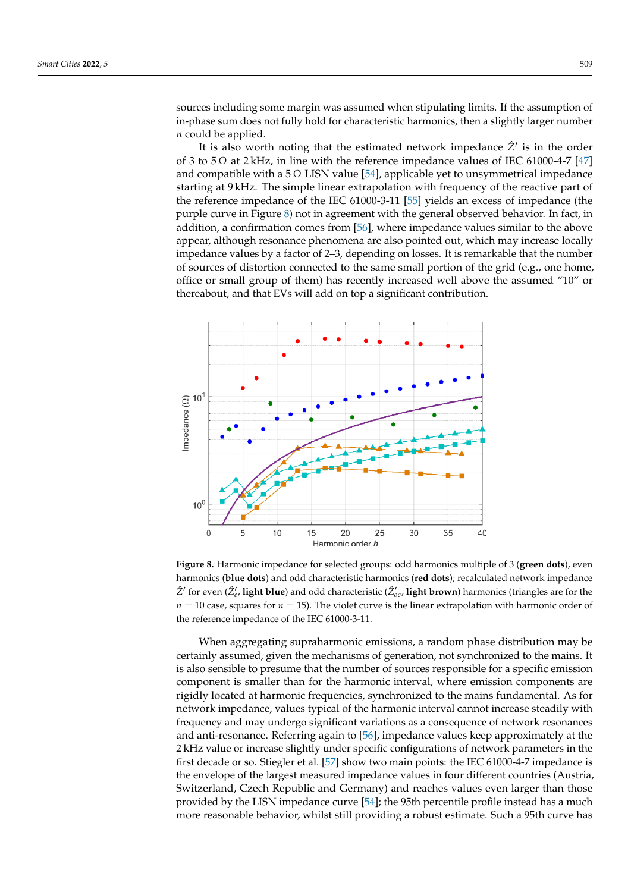sources including some margin was assumed when stipulating limits. If the assumption of in-phase sum does not fully hold for characteristic harmonics, then a slightly larger number $n$ could be applied.

It is also worth noting that the estimated network impedance $\hat{Z}'$ is in the order of 3 to 5 Ω at 2 kHz, in line with the reference impedance values of IEC 61000-4-7 [47] and compatible with a 5 Ω LISN value [54], applicable yet to unsymmetrical impedance starting at 9 kHz. The simple linear extrapolation with frequency of the reactive part of the reference impedance of the IEC 61000-3-11 [55] yields an excess of impedance (the purple curve in Figure 8) not in agreement with the general observed behavior. In fact, in addition, a confirmation comes from [56], where impedance values similar to the above appear, although resonance phenomena are also pointed out, which may increase locally impedance values by a factor of 2–3, depending on losses. It is remarkable that the number of sources of distortion connected to the same small portion of the grid (e.g., one home, office or small group of them) has recently increased well above the assumed "10" or thereabout, and that EVs will add on top a significant contribution.

**Figure 8.** Harmonic impedance for selected groups: odd harmonics multiple of 3 (**green dots**), even harmonics (**blue dots**) and odd characteristic harmonics (**red dots**); recalculated network impedance $\hat{Z}'$ for even ($\hat{Z}'_e$, **light blue**) and odd characteristic ($\hat{Z}'_{oc}$, **light brown**) harmonics (triangles are for the $n = 10$ case, squares for $n = 15$). The violet curve is the linear extrapolation with harmonic order of the reference impedance of the IEC 61000-3-11.

When aggregating supraharmonic emissions, a random phase distribution may be certainly assumed, given the mechanisms of generation, not synchronized to the mains. It is also sensible to presume that the number of sources responsible for a specific emission component is smaller than for the harmonic interval, where emission components are rigidly located at harmonic frequencies, synchronized to the mains fundamental. As for network impedance, values typical of the harmonic interval cannot increase steadily with frequency and may undergo significant variations as a consequence of network resonances and anti-resonance. Referring again to [56], impedance values keep approximately at the 2 kHz value or increase slightly under specific configurations of network parameters in the first decade or so. Stiegler et al. [57] show two main points: the IEC 61000-4-7 impedance is the envelope of the largest measured impedance values in four different countries (Austria, Switzerland, Czech Republic and Germany) and reaches values even larger than those provided by the LISN impedance curve [54]; the 95th percentile profile instead has a much more reasonable behavior, whilst still providing a robust estimate. Such a 95th curve has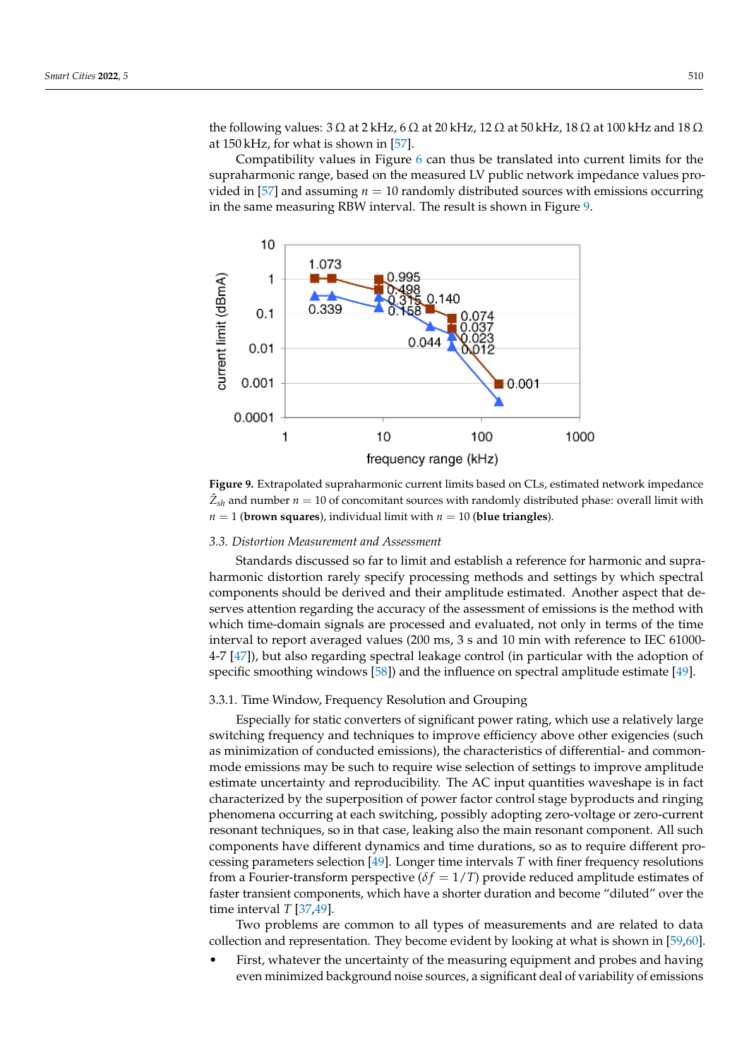the following values: 3 Ω at 2 kHz, 6 Ω at 20 kHz, 12 Ω at 50 kHz, 18 Ω at 100 kHz and 18 Ω at 150 kHz, for what is shown in [57].

Compatibility values in Figure 6 can thus be translated into current limits for the supraharmonic range, based on the measured LV public network impedance values provided in [57] and assuming $n = 10$ randomly distributed sources with emissions occurring in the same measuring RBW interval. The result is shown in Figure 9.

**Figure 9.** Extrapolated supraharmonic current limits based on CLs, estimated network impedance $\hat{Z}_{sh}$ and number $n = 10$ of concomitant sources with randomly distributed phase: overall limit with $n = 1$ (**brown squares**), individual limit with $n = 10$ (**blue triangles**).

### 3.3. Distortion Measurement and Assessment

Standards discussed so far to limit and establish a reference for harmonic and supraharmonic distortion rarely specify processing methods and settings by which spectral components should be derived and their amplitude estimated. Another aspect that deserves attention regarding the accuracy of the assessment of emissions is the method with which time-domain signals are processed and evaluated, not only in terms of the time interval to report averaged values (200 ms, 3 s and 10 min with reference to IEC 61000-4-7 [47]), but also regarding spectral leakage control (in particular with the adoption of specific smoothing windows [58]) and the influence on spectral amplitude estimate [49].

#### 3.3.1. Time Window, Frequency Resolution and Grouping

Especially for static converters of significant power rating, which use a relatively large switching frequency and techniques to improve efficiency above other exigencies (such as minimization of conducted emissions), the characteristics of differential- and common-mode emissions may be such to require wise selection of settings to improve amplitude estimate uncertainty and reproducibility. The AC input quantities waveshape is in fact characterized by the superposition of power factor control stage byproducts and ringing phenomena occurring at each switching, possibly adopting zero-voltage or zero-current resonant techniques, so in that case, leaking also the main resonant component. All such components have different dynamics and time durations, so as to require different processing parameters selection [49]. Longer time intervals $T$ with finer frequency resolutions from a Fourier-transform perspective ($\delta f = 1/T$) provide reduced amplitude estimates of faster transient components, which have a shorter duration and become "diluted" over the time interval $T$ [37,49].

Two problems are common to all types of measurements and are related to data collection and representation. They become evident by looking at what is shown in [59,60].

- First, whatever the uncertainty of the measuring equipment and probes and having even minimized background noise sources, a significant deal of variability of emissions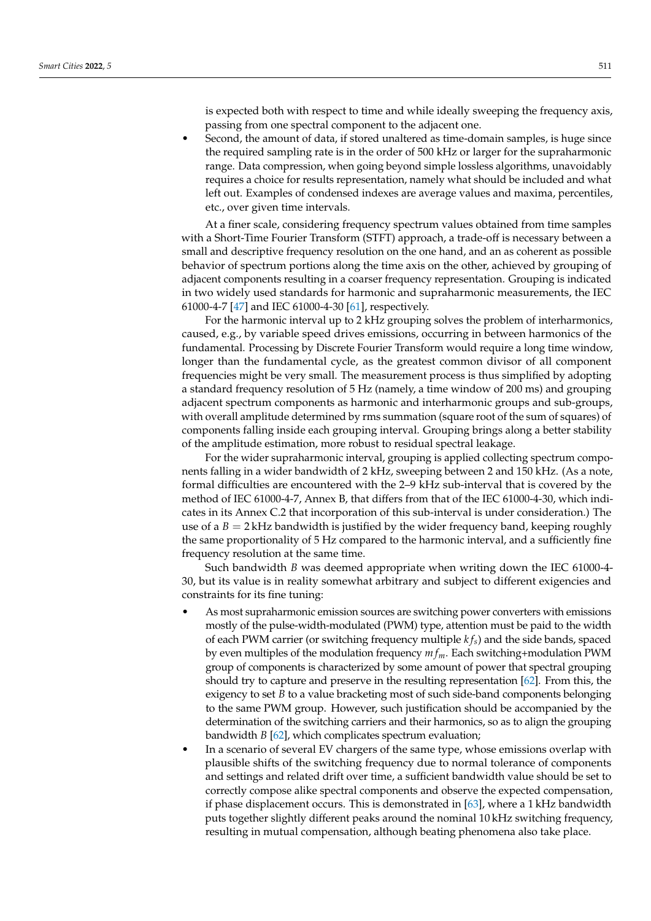is expected both with respect to time and while ideally sweeping the frequency axis, passing from one spectral component to the adjacent one.

- Second, the amount of data, if stored unaltered as time-domain samples, is huge since the required sampling rate is in the order of 500 kHz or larger for the supraharmonic range. Data compression, when going beyond simple lossless algorithms, unavoidably requires a choice for results representation, namely what should be included and what left out. Examples of condensed indexes are average values and maxima, percentiles, etc., over given time intervals.

At a finer scale, considering frequency spectrum values obtained from time samples with a Short-Time Fourier Transform (STFT) approach, a trade-off is necessary between a small and descriptive frequency resolution on the one hand, and an as coherent as possible behavior of spectrum portions along the time axis on the other, achieved by grouping of adjacent components resulting in a coarser frequency representation. Grouping is indicated in two widely used standards for harmonic and supraharmonic measurements, the IEC 61000-4-7 [47] and IEC 61000-4-30 [61], respectively.

For the harmonic interval up to 2 kHz grouping solves the problem of interharmonics, caused, e.g., by variable speed drives emissions, occurring in between harmonics of the fundamental. Processing by Discrete Fourier Transform would require a long time window, longer than the fundamental cycle, as the greatest common divisor of all component frequencies might be very small. The measurement process is thus simplified by adopting a standard frequency resolution of 5 Hz (namely, a time window of 200 ms) and grouping adjacent spectrum components as harmonic and interharmonic groups and sub-groups, with overall amplitude determined by rms summation (square root of the sum of squares) of components falling inside each grouping interval. Grouping brings along a better stability of the amplitude estimation, more robust to residual spectral leakage.

For the wider supraharmonic interval, grouping is applied collecting spectrum components falling in a wider bandwidth of 2 kHz, sweeping between 2 and 150 kHz. (As a note, formal difficulties are encountered with the 2–9 kHz sub-interval that is covered by the method of IEC 61000-4-7, Annex B, that differs from that of the IEC 61000-4-30, which indicates in its Annex C.2 that incorporation of this sub-interval is under consideration.) The use of a $B = 2\,\text{kHz}$ bandwidth is justified by the wider frequency band, keeping roughly the same proportionality of 5 Hz compared to the harmonic interval, and a sufficiently fine frequency resolution at the same time.

Such bandwidth $B$ was deemed appropriate when writing down the IEC 61000-4-30, but its value is in reality somewhat arbitrary and subject to different exigencies and constraints for its fine tuning:

- As most supraharmonic emission sources are switching power converters with emissions mostly of the pulse-width-modulated (PWM) type, attention must be paid to the width of each PWM carrier (or switching frequency multiple $kf_s$) and the side bands, spaced by even multiples of the modulation frequency $mf_m$. Each switching+modulation PWM group of components is characterized by some amount of power that spectral grouping should try to capture and preserve in the resulting representation [62]. From this, the exigency to set $B$ to a value bracketing most of such side-band components belonging to the same PWM group. However, such justification should be accompanied by the determination of the switching carriers and their harmonics, so as to align the grouping bandwidth $B$ [62], which complicates spectrum evaluation;
- In a scenario of several EV chargers of the same type, whose emissions overlap with plausible shifts of the switching frequency due to normal tolerance of components and settings and related drift over time, a sufficient bandwidth value should be set to correctly compose alike spectral components and observe the expected compensation, if phase displacement occurs. This is demonstrated in [63], where a 1 kHz bandwidth puts together slightly different peaks around the nominal 10 kHz switching frequency, resulting in mutual compensation, although beating phenomena also take place.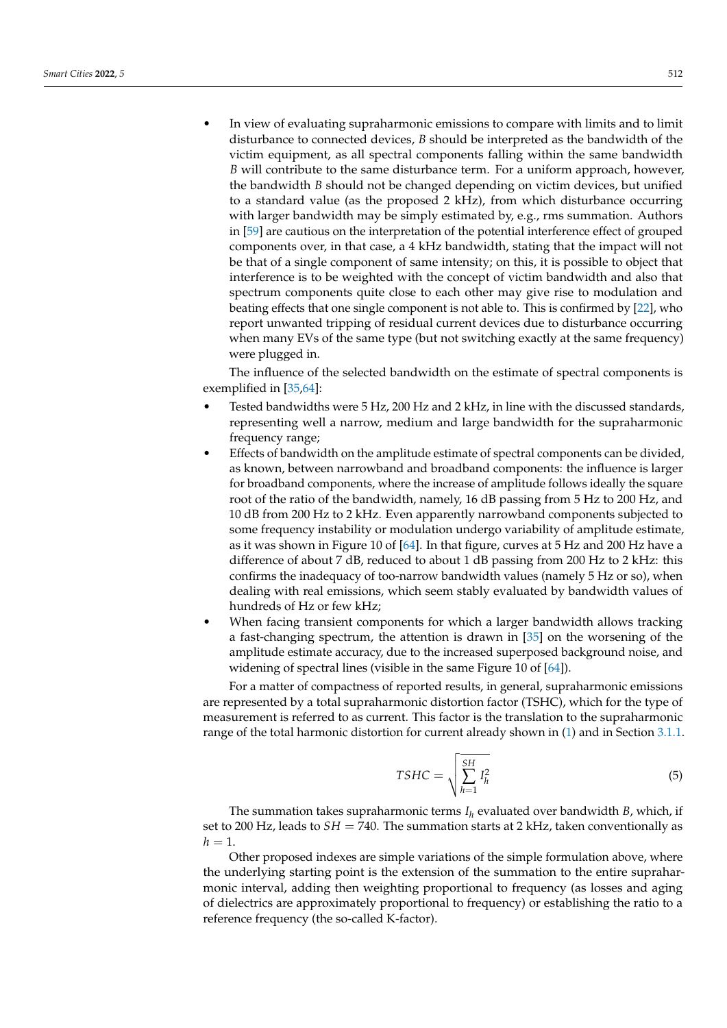- In view of evaluating supraharmonic emissions to compare with limits and to limit disturbance to connected devices, $B$ should be interpreted as the bandwidth of the victim equipment, as all spectral components falling within the same bandwidth $B$ will contribute to the same disturbance term. For a uniform approach, however, the bandwidth $B$ should not be changed depending on victim devices, but unified to a standard value (as the proposed 2 kHz), from which disturbance occurring with larger bandwidth may be simply estimated by, e.g., rms summation. Authors in [59] are cautious on the interpretation of the potential interference effect of grouped components over, in that case, a 4 kHz bandwidth, stating that the impact will not be that of a single component of same intensity; on this, it is possible to object that interference is to be weighted with the concept of victim bandwidth and also that spectrum components quite close to each other may give rise to modulation and beating effects that one single component is not able to. This is confirmed by [22], who report unwanted tripping of residual current devices due to disturbance occurring when many EVs of the same type (but not switching exactly at the same frequency) were plugged in.

The influence of the selected bandwidth on the estimate of spectral components is exemplified in [35,64]:

- Tested bandwidths were 5 Hz, 200 Hz and 2 kHz, in line with the discussed standards, representing well a narrow, medium and large bandwidth for the supraharmonic frequency range;
- Effects of bandwidth on the amplitude estimate of spectral components can be divided, as known, between narrowband and broadband components: the influence is larger for broadband components, where the increase of amplitude follows ideally the square root of the ratio of the bandwidth, namely, 16 dB passing from 5 Hz to 200 Hz, and 10 dB from 200 Hz to 2 kHz. Even apparently narrowband components subjected to some frequency instability or modulation undergo variability of amplitude estimate, as it was shown in Figure 10 of [64]. In that figure, curves at 5 Hz and 200 Hz have a difference of about 7 dB, reduced to about 1 dB passing from 200 Hz to 2 kHz: this confirms the inadequacy of too-narrow bandwidth values (namely 5 Hz or so), when dealing with real emissions, which seem stably evaluated by bandwidth values of hundreds of Hz or few kHz;
- When facing transient components for which a larger bandwidth allows tracking a fast-changing spectrum, the attention is drawn in [35] on the worsening of the amplitude estimate accuracy, due to the increased superposed background noise, and widening of spectral lines (visible in the same Figure 10 of [64]).

For a matter of compactness of reported results, in general, supraharmonic emissions are represented by a total supraharmonic distortion factor (TSHC), which for the type of measurement is referred to as current. This factor is the translation to the supraharmonic range of the total harmonic distortion for current already shown in (1) and in Section 3.1.1.

$$TSHC = \sqrt{\sum_{h=1}^{SH} I_h^2} \tag{5}$$

The summation takes supraharmonic terms $I_h$ evaluated over bandwidth $B$, which, if set to 200 Hz, leads to $SH = 740$. The summation starts at 2 kHz, taken conventionally as $h = 1$.

Other proposed indexes are simple variations of the simple formulation above, where the underlying starting point is the extension of the summation to the entire supraharmonic interval, adding then weighting proportional to frequency (as losses and aging of dielectrics are approximately proportional to frequency) or establishing the ratio to a reference frequency (the so-called K-factor).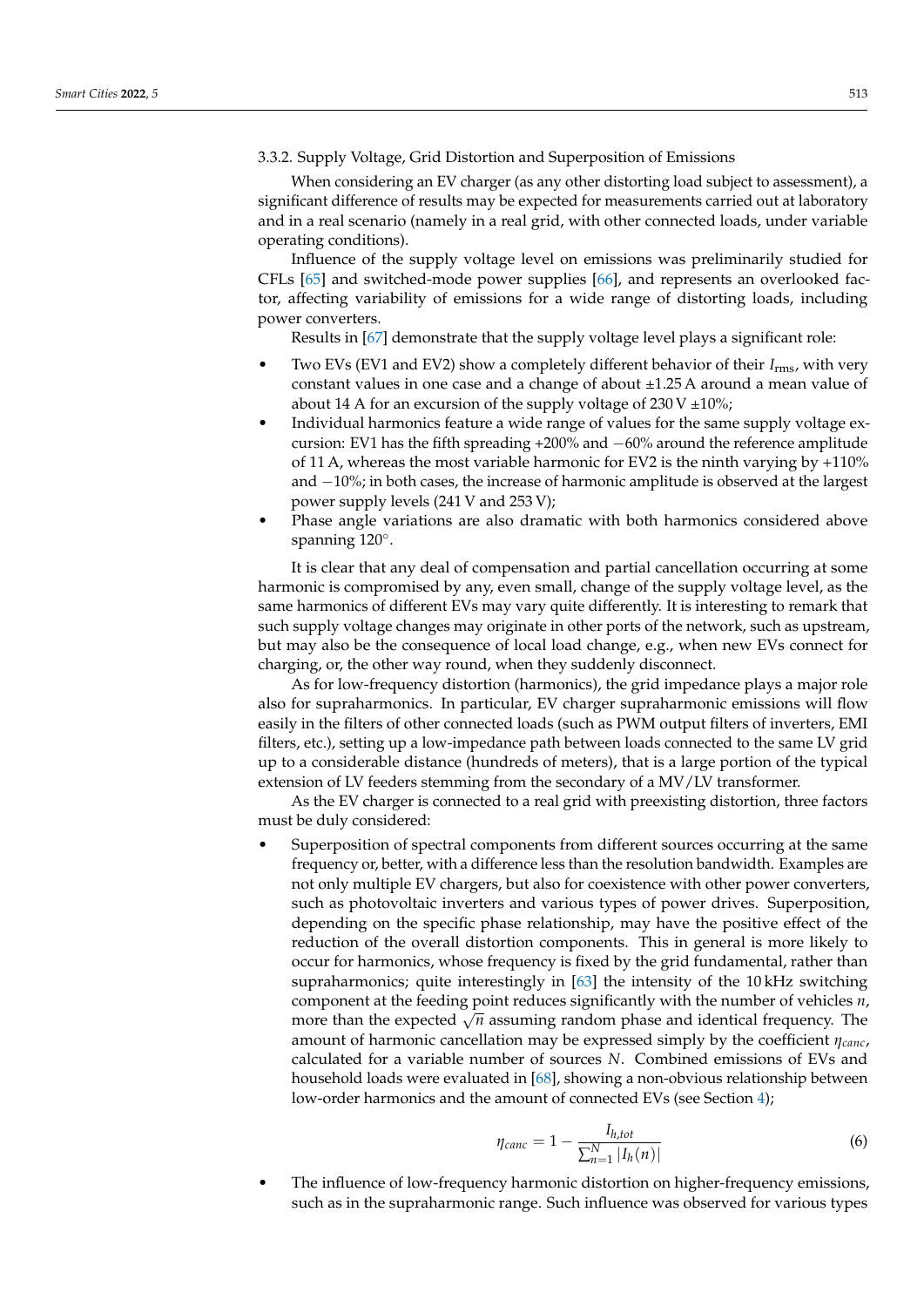#### 3.3.2. Supply Voltage, Grid Distortion and Superposition of Emissions

When considering an EV charger (as any other distorting load subject to assessment), a significant difference of results may be expected for measurements carried out at laboratory and in a real scenario (namely in a real grid, with other connected loads, under variable operating conditions).

Influence of the supply voltage level on emissions was preliminarily studied for CFLs [65] and switched-mode power supplies [66], and represents an overlooked factor, affecting variability of emissions for a wide range of distorting loads, including power converters.

Results in [67] demonstrate that the supply voltage level plays a significant role:

- Two EVs (EV1 and EV2) show a completely different behavior of their $I_{\mathrm{rms}}$, with very constant values in one case and a change of about ±1.25 A around a mean value of about 14 A for an excursion of the supply voltage of 230 V ±10%;
- Individual harmonics feature a wide range of values for the same supply voltage excursion: EV1 has the fifth spreading +200% and −60% around the reference amplitude of 11 A, whereas the most variable harmonic for EV2 is the ninth varying by +110% and −10%; in both cases, the increase of harmonic amplitude is observed at the largest power supply levels (241 V and 253 V);
- Phase angle variations are also dramatic with both harmonics considered above spanning 120°.

It is clear that any deal of compensation and partial cancellation occurring at some harmonic is compromised by any, even small, change of the supply voltage level, as the same harmonics of different EVs may vary quite differently. It is interesting to remark that such supply voltage changes may originate in other ports of the network, such as upstream, but may also be the consequence of local load change, e.g., when new EVs connect for charging, or, the other way round, when they suddenly disconnect.

As for low-frequency distortion (harmonics), the grid impedance plays a major role also for supraharmonics. In particular, EV charger supraharmonic emissions will flow easily in the filters of other connected loads (such as PWM output filters of inverters, EMI filters, etc.), setting up a low-impedance path between loads connected to the same LV grid up to a considerable distance (hundreds of meters), that is a large portion of the typical extension of LV feeders stemming from the secondary of a MV/LV transformer.

As the EV charger is connected to a real grid with preexisting distortion, three factors must be duly considered:

- Superposition of spectral components from different sources occurring at the same frequency or, better, with a difference less than the resolution bandwidth. Examples are not only multiple EV chargers, but also for coexistence with other power converters, such as photovoltaic inverters and various types of power drives. Superposition, depending on the specific phase relationship, may have the positive effect of the reduction of the overall distortion components. This in general is more likely to occur for harmonics, whose frequency is fixed by the grid fundamental, rather than supraharmonics; quite interestingly in [63] the intensity of the 10 kHz switching component at the feeding point reduces significantly with the number of vehicles $n$, more than the expected $\sqrt{n}$ assuming random phase and identical frequency. The amount of harmonic cancellation may be expressed simply by the coefficient $\eta_{canc}$, calculated for a variable number of sources $N$. Combined emissions of EVs and household loads were evaluated in [68], showing a non-obvious relationship between low-order harmonics and the amount of connected EVs (see Section 4);

$$\eta_{canc} = 1 - \frac{I_{h,tot}}{\sum_{n=1}^{N} |I_h(n)|} \tag{6}$$

- The influence of low-frequency harmonic distortion on higher-frequency emissions, such as in the supraharmonic range. Such influence was observed for various types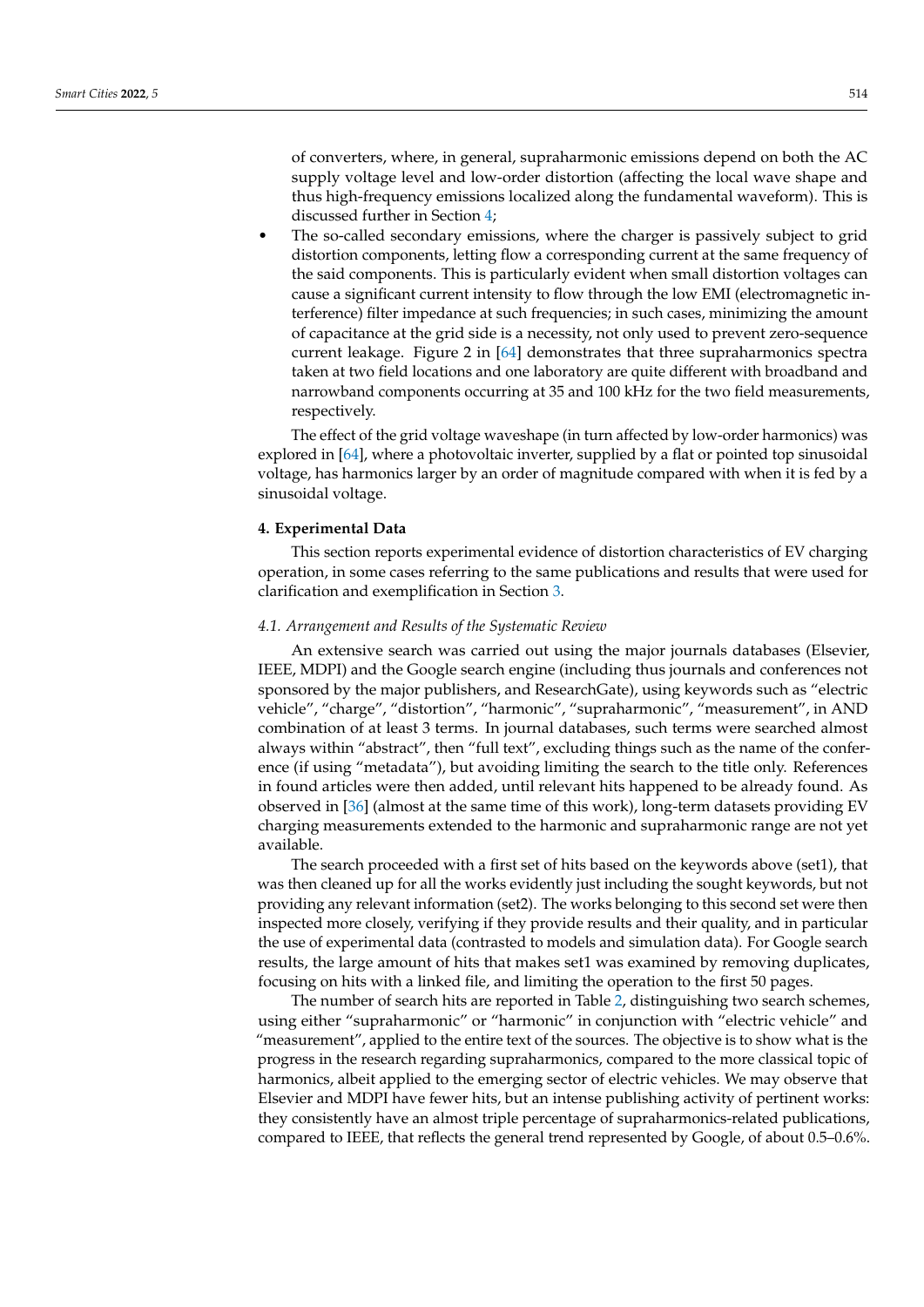of converters, where, in general, supraharmonic emissions depend on both the AC supply voltage level and low-order distortion (affecting the local wave shape and thus high-frequency emissions localized along the fundamental waveform). This is discussed further in Section 4;

- The so-called secondary emissions, where the charger is passively subject to grid distortion components, letting flow a corresponding current at the same frequency of the said components. This is particularly evident when small distortion voltages can cause a significant current intensity to flow through the low EMI (electromagnetic interference) filter impedance at such frequencies; in such cases, minimizing the amount of capacitance at the grid side is a necessity, not only used to prevent zero-sequence current leakage. Figure 2 in [64] demonstrates that three supraharmonics spectra taken at two field locations and one laboratory are quite different with broadband and narrowband components occurring at 35 and 100 kHz for the two field measurements, respectively.

The effect of the grid voltage waveshape (in turn affected by low-order harmonics) was explored in [64], where a photovoltaic inverter, supplied by a flat or pointed top sinusoidal voltage, has harmonics larger by an order of magnitude compared with when it is fed by a sinusoidal voltage.

## 4. Experimental Data

This section reports experimental evidence of distortion characteristics of EV charging operation, in some cases referring to the same publications and results that were used for clarification and exemplification in Section 3.

### *4.1. Arrangement and Results of the Systematic Review*

An extensive search was carried out using the major journals databases (Elsevier, IEEE, MDPI) and the Google search engine (including thus journals and conferences not sponsored by the major publishers, and ResearchGate), using keywords such as "electric vehicle", "charge", "distortion", "harmonic", "supraharmonic", "measurement", in AND combination of at least 3 terms. In journal databases, such terms were searched almost always within "abstract", then "full text", excluding things such as the name of the conference (if using "metadata"), but avoiding limiting the search to the title only. References in found articles were then added, until relevant hits happened to be already found. As observed in [36] (almost at the same time of this work), long-term datasets providing EV charging measurements extended to the harmonic and supraharmonic range are not yet available.

The search proceeded with a first set of hits based on the keywords above (set1), that was then cleaned up for all the works evidently just including the sought keywords, but not providing any relevant information (set2). The works belonging to this second set were then inspected more closely, verifying if they provide results and their quality, and in particular the use of experimental data (contrasted to models and simulation data). For Google search results, the large amount of hits that makes set1 was examined by removing duplicates, focusing on hits with a linked file, and limiting the operation to the first 50 pages.

The number of search hits are reported in Table 2, distinguishing two search schemes, using either "supraharmonic" or "harmonic" in conjunction with "electric vehicle" and "measurement", applied to the entire text of the sources. The objective is to show what is the progress in the research regarding supraharmonics, compared to the more classical topic of harmonics, albeit applied to the emerging sector of electric vehicles. We may observe that Elsevier and MDPI have fewer hits, but an intense publishing activity of pertinent works: they consistently have an almost triple percentage of supraharmonics-related publications, compared to IEEE, that reflects the general trend represented by Google, of about 0.5–0.6%.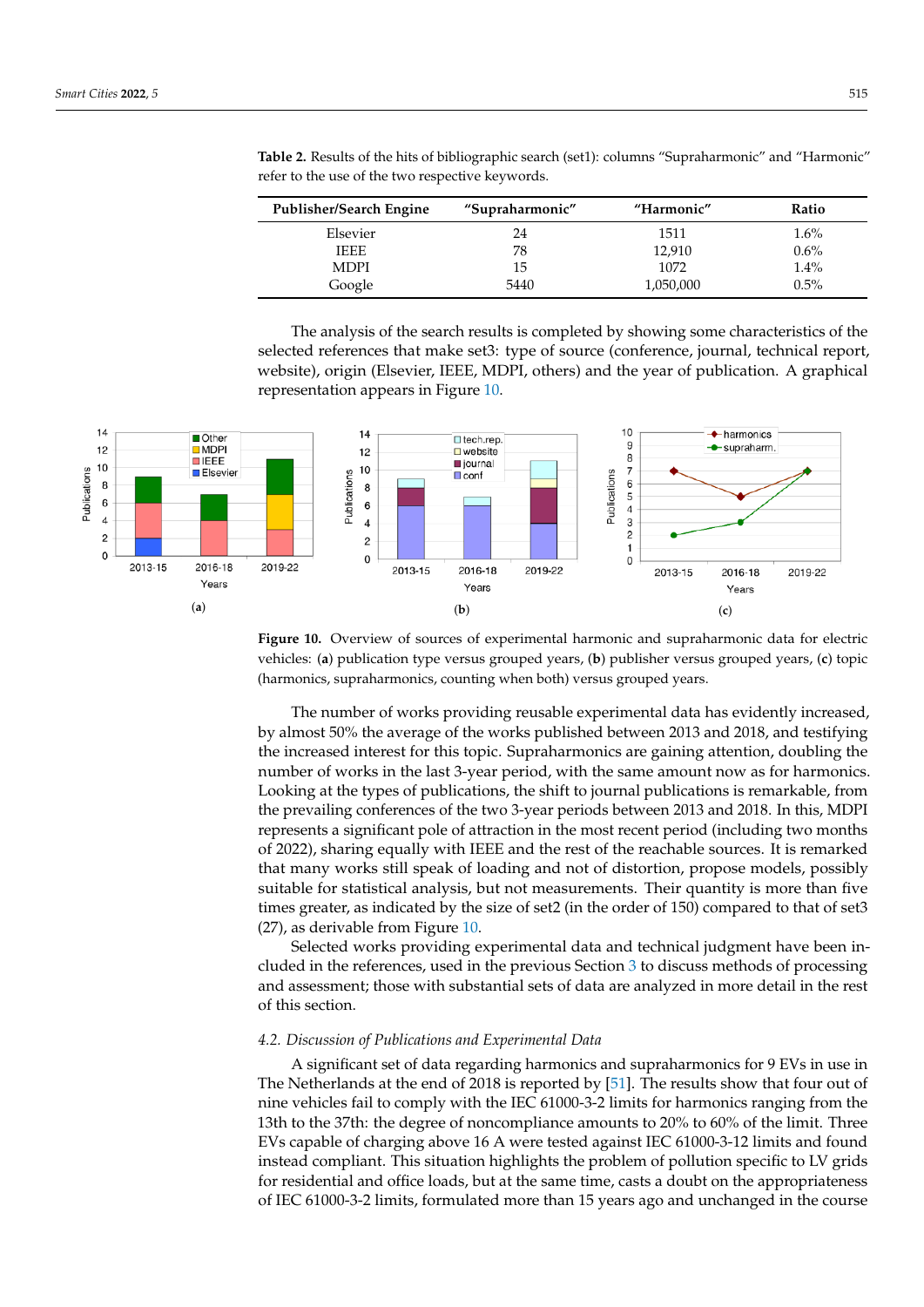**Table 2.** Results of the hits of bibliographic search (set1): columns "Supraharmonic" and "Harmonic" refer to the use of the two respective keywords.

| Publisher/Search Engine | "Supraharmonic" | "Harmonic" | Ratio |
|---|---|---|---|
| Elsevier | 24 | 1511 | 1.6% |
| IEEE | 78 | 12,910 | 0.6% |
| MDPI | 15 | 1072 | 1.4% |
| Google | 5440 | 1,050,000 | 0.5% |

The analysis of the search results is completed by showing some characteristics of the selected references that make set3: type of source (conference, journal, technical report, website), origin (Elsevier, IEEE, MDPI, others) and the year of publication. A graphical representation appears in Figure 10.

**Figure 10.** Overview of sources of experimental harmonic and supraharmonic data for electric vehicles: (**a**) publication type versus grouped years, (**b**) publisher versus grouped years, (**c**) topic (harmonics, supraharmonics, counting when both) versus grouped years.

The number of works providing reusable experimental data has evidently increased, by almost 50% the average of the works published between 2013 and 2018, and testifying the increased interest for this topic. Supraharmonics are gaining attention, doubling the number of works in the last 3-year period, with the same amount now as for harmonics. Looking at the types of publications, the shift to journal publications is remarkable, from the prevailing conferences of the two 3-year periods between 2013 and 2018. In this, MDPI represents a significant pole of attraction in the most recent period (including two months of 2022), sharing equally with IEEE and the rest of the reachable sources. It is remarked that many works still speak of loading and not of distortion, propose models, possibly suitable for statistical analysis, but not measurements. Their quantity is more than five times greater, as indicated by the size of set2 (in the order of 150) compared to that of set3 (27), as derivable from Figure 10.

Selected works providing experimental data and technical judgment have been included in the references, used in the previous Section 3 to discuss methods of processing and assessment; those with substantial sets of data are analyzed in more detail in the rest of this section.

### 4.2. Discussion of Publications and Experimental Data

A significant set of data regarding harmonics and supraharmonics for 9 EVs in use in The Netherlands at the end of 2018 is reported by [51]. The results show that four out of nine vehicles fail to comply with the IEC 61000-3-2 limits for harmonics ranging from the 13th to the 37th: the degree of noncompliance amounts to 20% to 60% of the limit. Three EVs capable of charging above 16 A were tested against IEC 61000-3-12 limits and found instead compliant. This situation highlights the problem of pollution specific to LV grids for residential and office loads, but at the same time, casts a doubt on the appropriateness of IEC 61000-3-2 limits, formulated more than 15 years ago and unchanged in the course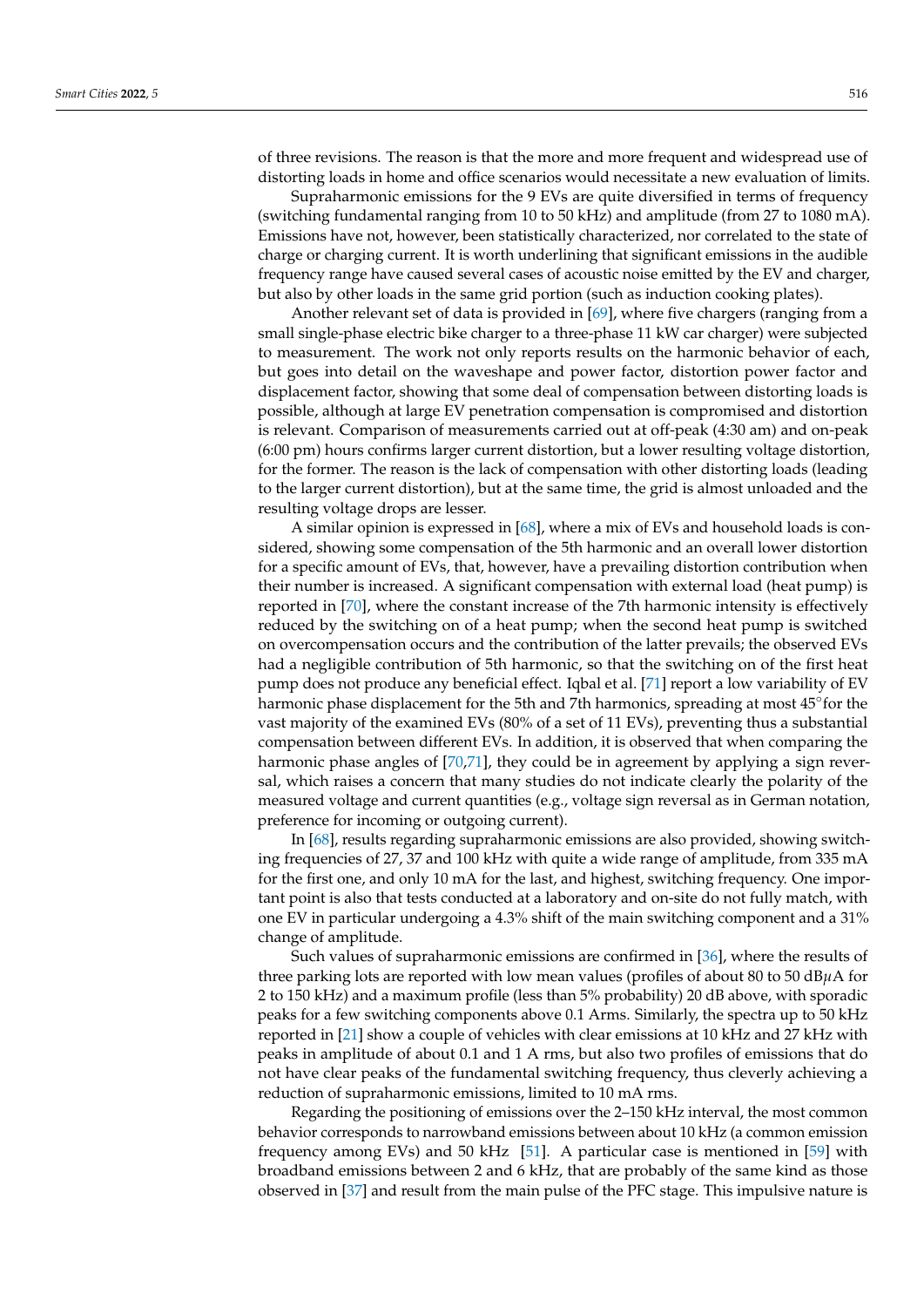of three revisions. The reason is that the more and more frequent and widespread use of distorting loads in home and office scenarios would necessitate a new evaluation of limits.

Supraharmonic emissions for the 9 EVs are quite diversified in terms of frequency (switching fundamental ranging from 10 to 50 kHz) and amplitude (from 27 to 1080 mA). Emissions have not, however, been statistically characterized, nor correlated to the state of charge or charging current. It is worth underlining that significant emissions in the audible frequency range have caused several cases of acoustic noise emitted by the EV and charger, but also by other loads in the same grid portion (such as induction cooking plates).

Another relevant set of data is provided in [69], where five chargers (ranging from a small single-phase electric bike charger to a three-phase 11 kW car charger) were subjected to measurement. The work not only reports results on the harmonic behavior of each, but goes into detail on the waveshape and power factor, distortion power factor and displacement factor, showing that some deal of compensation between distorting loads is possible, although at large EV penetration compensation is compromised and distortion is relevant. Comparison of measurements carried out at off-peak (4:30 am) and on-peak (6:00 pm) hours confirms larger current distortion, but a lower resulting voltage distortion, for the former. The reason is the lack of compensation with other distorting loads (leading to the larger current distortion), but at the same time, the grid is almost unloaded and the resulting voltage drops are lesser.

A similar opinion is expressed in [68], where a mix of EVs and household loads is considered, showing some compensation of the 5th harmonic and an overall lower distortion for a specific amount of EVs, that, however, have a prevailing distortion contribution when their number is increased. A significant compensation with external load (heat pump) is reported in [70], where the constant increase of the 7th harmonic intensity is effectively reduced by the switching on of a heat pump; when the second heat pump is switched on overcompensation occurs and the contribution of the latter prevails; the observed EVs had a negligible contribution of 5th harmonic, so that the switching on of the first heat pump does not produce any beneficial effect. Iqbal et al. [71] report a low variability of EV harmonic phase displacement for the 5th and 7th harmonics, spreading at most 45°for the vast majority of the examined EVs (80% of a set of 11 EVs), preventing thus a substantial compensation between different EVs. In addition, it is observed that when comparing the harmonic phase angles of [70,71], they could be in agreement by applying a sign reversal, which raises a concern that many studies do not indicate clearly the polarity of the measured voltage and current quantities (e.g., voltage sign reversal as in German notation, preference for incoming or outgoing current).

In [68], results regarding supraharmonic emissions are also provided, showing switching frequencies of 27, 37 and 100 kHz with quite a wide range of amplitude, from 335 mA for the first one, and only 10 mA for the last, and highest, switching frequency. One important point is also that tests conducted at a laboratory and on-site do not fully match, with one EV in particular undergoing a 4.3% shift of the main switching component and a 31% change of amplitude.

Such values of supraharmonic emissions are confirmed in [36], where the results of three parking lots are reported with low mean values (profiles of about 80 to 50 dB$\mu$A for 2 to 150 kHz) and a maximum profile (less than 5% probability) 20 dB above, with sporadic peaks for a few switching components above 0.1 Arms. Similarly, the spectra up to 50 kHz reported in [21] show a couple of vehicles with clear emissions at 10 kHz and 27 kHz with peaks in amplitude of about 0.1 and 1 A rms, but also two profiles of emissions that do not have clear peaks of the fundamental switching frequency, thus cleverly achieving a reduction of supraharmonic emissions, limited to 10 mA rms.

Regarding the positioning of emissions over the 2–150 kHz interval, the most common behavior corresponds to narrowband emissions between about 10 kHz (a common emission frequency among EVs) and 50 kHz [51]. A particular case is mentioned in [59] with broadband emissions between 2 and 6 kHz, that are probably of the same kind as those observed in [37] and result from the main pulse of the PFC stage. This impulsive nature is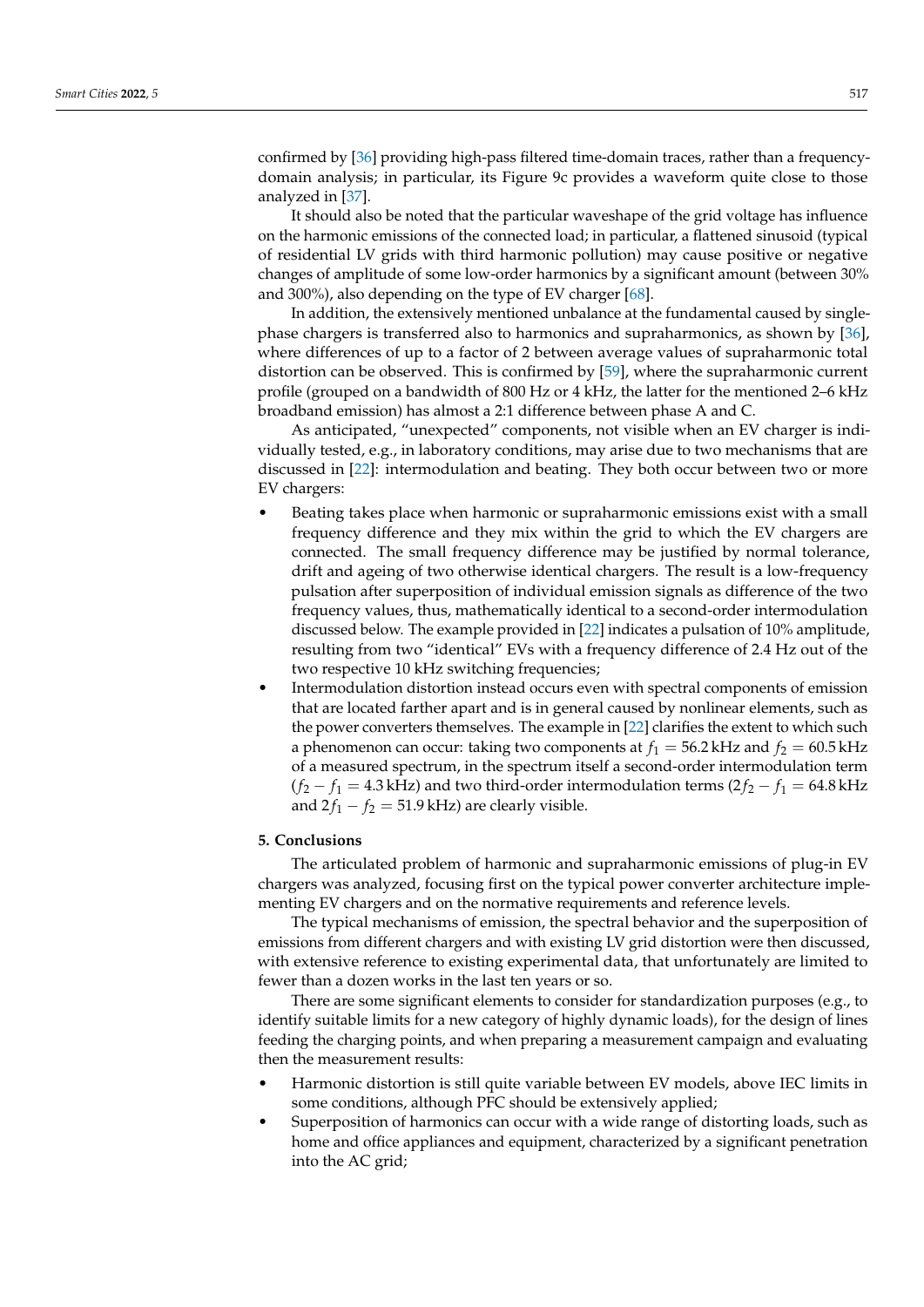confirmed by [36] providing high-pass filtered time-domain traces, rather than a frequency-domain analysis; in particular, its Figure 9c provides a waveform quite close to those analyzed in [37].

It should also be noted that the particular waveshape of the grid voltage has influence on the harmonic emissions of the connected load; in particular, a flattened sinusoid (typical of residential LV grids with third harmonic pollution) may cause positive or negative changes of amplitude of some low-order harmonics by a significant amount (between 30% and 300%), also depending on the type of EV charger [68].

In addition, the extensively mentioned unbalance at the fundamental caused by single-phase chargers is transferred also to harmonics and supraharmonics, as shown by [36], where differences of up to a factor of 2 between average values of supraharmonic total distortion can be observed. This is confirmed by [59], where the supraharmonic current profile (grouped on a bandwidth of 800 Hz or 4 kHz, the latter for the mentioned 2–6 kHz broadband emission) has almost a 2:1 difference between phase A and C.

As anticipated, "unexpected" components, not visible when an EV charger is individually tested, e.g., in laboratory conditions, may arise due to two mechanisms that are discussed in [22]: intermodulation and beating. They both occur between two or more EV chargers:

- Beating takes place when harmonic or supraharmonic emissions exist with a small frequency difference and they mix within the grid to which the EV chargers are connected. The small frequency difference may be justified by normal tolerance, drift and ageing of two otherwise identical chargers. The result is a low-frequency pulsation after superposition of individual emission signals as difference of the two frequency values, thus, mathematically identical to a second-order intermodulation discussed below. The example provided in [22] indicates a pulsation of 10% amplitude, resulting from two "identical" EVs with a frequency difference of 2.4 Hz out of the two respective 10 kHz switching frequencies;
- Intermodulation distortion instead occurs even with spectral components of emission that are located farther apart and is in general caused by nonlinear elements, such as the power converters themselves. The example in [22] clarifies the extent to which such a phenomenon can occur: taking two components at $f_1 = 56.2\,\text{kHz}$ and $f_2 = 60.5\,\text{kHz}$ of a measured spectrum, in the spectrum itself a second-order intermodulation term ($f_2 - f_1 = 4.3\,\text{kHz}$) and two third-order intermodulation terms ($2f_2 - f_1 = 64.8\,\text{kHz}$ and $2f_1 - f_2 = 51.9\,\text{kHz}$) are clearly visible.

## 5. Conclusions

The articulated problem of harmonic and supraharmonic emissions of plug-in EV chargers was analyzed, focusing first on the typical power converter architecture implementing EV chargers and on the normative requirements and reference levels.

The typical mechanisms of emission, the spectral behavior and the superposition of emissions from different chargers and with existing LV grid distortion were then discussed, with extensive reference to existing experimental data, that unfortunately are limited to fewer than a dozen works in the last ten years or so.

There are some significant elements to consider for standardization purposes (e.g., to identify suitable limits for a new category of highly dynamic loads), for the design of lines feeding the charging points, and when preparing a measurement campaign and evaluating then the measurement results:

- Harmonic distortion is still quite variable between EV models, above IEC limits in some conditions, although PFC should be extensively applied;
- Superposition of harmonics can occur with a wide range of distorting loads, such as home and office appliances and equipment, characterized by a significant penetration into the AC grid;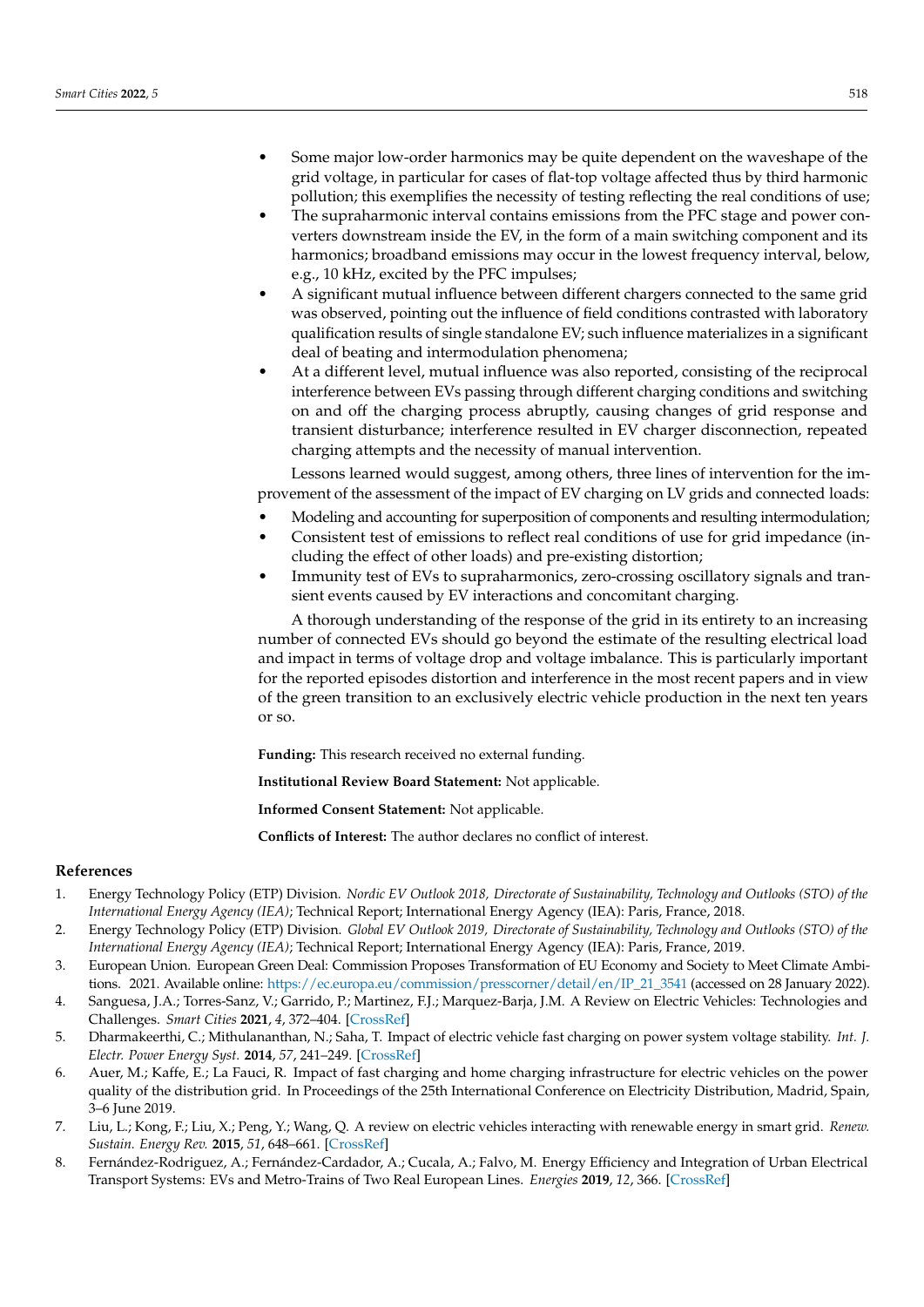- Some major low-order harmonics may be quite dependent on the waveshape of the grid voltage, in particular for cases of flat-top voltage affected thus by third harmonic pollution; this exemplifies the necessity of testing reflecting the real conditions of use;
- The supraharmonic interval contains emissions from the PFC stage and power converters downstream inside the EV, in the form of a main switching component and its harmonics; broadband emissions may occur in the lowest frequency interval, below, e.g., 10 kHz, excited by the PFC impulses;
- A significant mutual influence between different chargers connected to the same grid was observed, pointing out the influence of field conditions contrasted with laboratory qualification results of single standalone EV; such influence materializes in a significant deal of beating and intermodulation phenomena;
- At a different level, mutual influence was also reported, consisting of the reciprocal interference between EVs passing through different charging conditions and switching on and off the charging process abruptly, causing changes of grid response and transient disturbance; interference resulted in EV charger disconnection, repeated charging attempts and the necessity of manual intervention.

Lessons learned would suggest, among others, three lines of intervention for the improvement of the assessment of the impact of EV charging on LV grids and connected loads:

- Modeling and accounting for superposition of components and resulting intermodulation;
- Consistent test of emissions to reflect real conditions of use for grid impedance (including the effect of other loads) and pre-existing distortion;
- Immunity test of EVs to supraharmonics, zero-crossing oscillatory signals and transient events caused by EV interactions and concomitant charging.

A thorough understanding of the response of the grid in its entirety to an increasing number of connected EVs should go beyond the estimate of the resulting electrical load and impact in terms of voltage drop and voltage imbalance. This is particularly important for the reported episodes distortion and interference in the most recent papers and in view of the green transition to an exclusively electric vehicle production in the next ten years or so.

**Funding:** This research received no external funding.

**Institutional Review Board Statement:** Not applicable.

**Informed Consent Statement:** Not applicable.

**Conflicts of Interest:** The author declares no conflict of interest.

## References

1. Energy Technology Policy (ETP) Division. *Nordic EV Outlook 2018, Directorate of Sustainability, Technology and Outlooks (STO) of the International Energy Agency (IEA)*; Technical Report; International Energy Agency (IEA): Paris, France, 2018.
2. Energy Technology Policy (ETP) Division. *Global EV Outlook 2019, Directorate of Sustainability, Technology and Outlooks (STO) of the International Energy Agency (IEA)*; Technical Report; International Energy Agency (IEA): Paris, France, 2019.
3. European Union. European Green Deal: Commission Proposes Transformation of EU Economy and Society to Meet Climate Ambitions. 2021. Available online: https://ec.europa.eu/commission/presscorner/detail/en/IP_21_3541 (accessed on 28 January 2022).
4. Sanguesa, J.A.; Torres-Sanz, V.; Garrido, P.; Martinez, F.J.; Marquez-Barja, J.M. A Review on Electric Vehicles: Technologies and Challenges. *Smart Cities* **2021**, *4*, 372–404. [CrossRef]
5. Dharmakeerthi, C.; Mithulananthan, N.; Saha, T. Impact of electric vehicle fast charging on power system voltage stability. *Int. J. Electr. Power Energy Syst.* **2014**, *57*, 241–249. [CrossRef]
6. Auer, M.; Kaffe, E.; La Fauci, R. Impact of fast charging and home charging infrastructure for electric vehicles on the power quality of the distribution grid. In Proceedings of the 25th International Conference on Electricity Distribution, Madrid, Spain, 3–6 June 2019.
7. Liu, L.; Kong, F.; Liu, X.; Peng, Y.; Wang, Q. A review on electric vehicles interacting with renewable energy in smart grid. *Renew. Sustain. Energy Rev.* **2015**, *51*, 648–661. [CrossRef]
8. Fernández-Rodriguez, A.; Fernández-Cardador, A.; Cucala, A.; Falvo, M. Energy Efficiency and Integration of Urban Electrical Transport Systems: EVs and Metro-Trains of Two Real European Lines. *Energies* **2019**, *12*, 366. [CrossRef]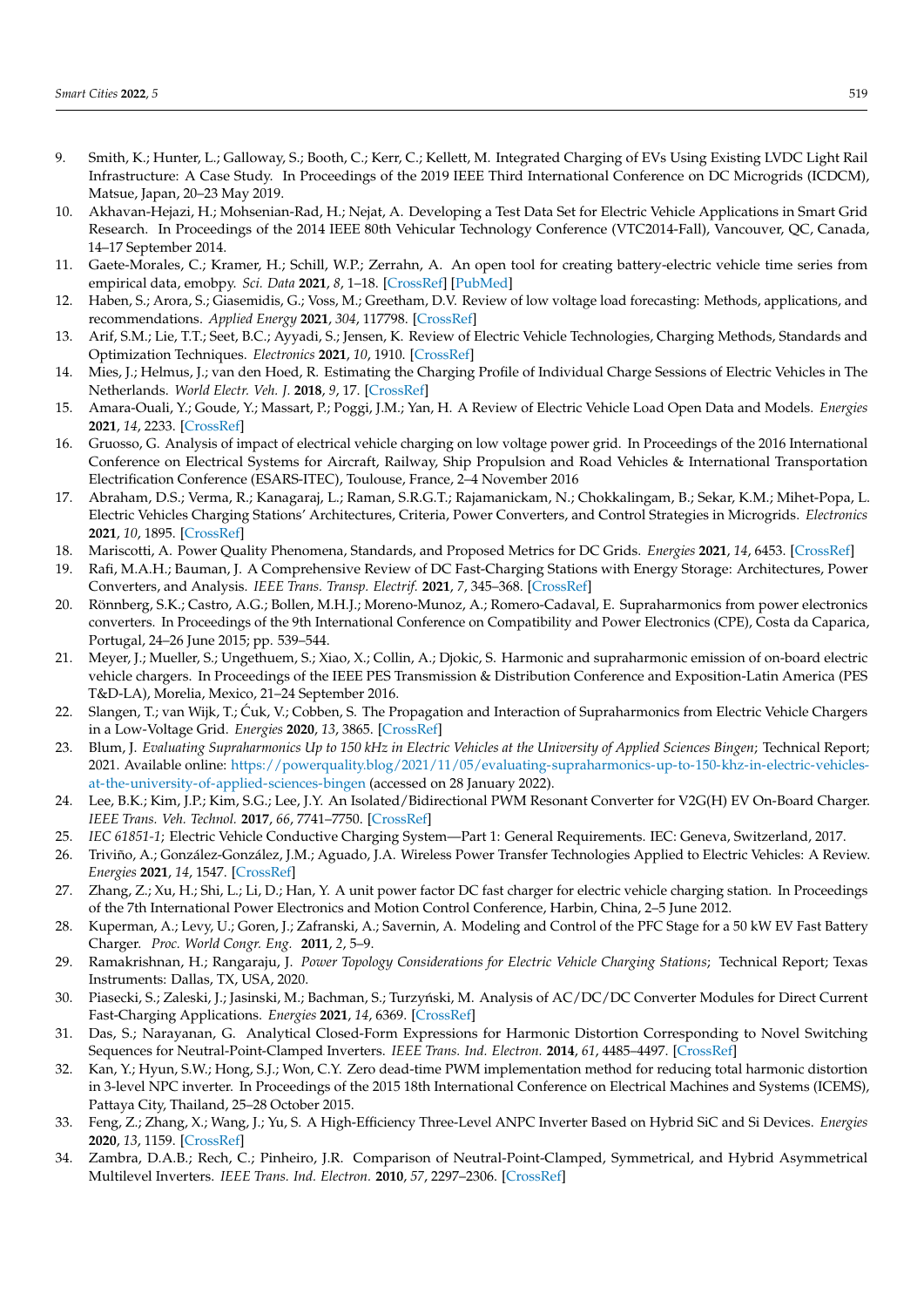9. Smith, K.; Hunter, L.; Galloway, S.; Booth, C.; Kerr, C.; Kellett, M. Integrated Charging of EVs Using Existing LVDC Light Rail Infrastructure: A Case Study. In Proceedings of the 2019 IEEE Third International Conference on DC Microgrids (ICDCM), Matsue, Japan, 20–23 May 2019.
10. Akhavan-Hejazi, H.; Mohsenian-Rad, H.; Nejat, A. Developing a Test Data Set for Electric Vehicle Applications in Smart Grid Research. In Proceedings of the 2014 IEEE 80th Vehicular Technology Conference (VTC2014-Fall), Vancouver, QC, Canada, 14–17 September 2014.
11. Gaete-Morales, C.; Kramer, H.; Schill, W.P.; Zerrahn, A. An open tool for creating battery-electric vehicle time series from empirical data, emobpy. *Sci. Data* **2021**, *8*, 1–18. [CrossRef] [PubMed]
12. Haben, S.; Arora, S.; Giasemidis, G.; Voss, M.; Greetham, D.V. Review of low voltage load forecasting: Methods, applications, and recommendations. *Applied Energy* **2021**, *304*, 117798. [CrossRef]
13. Arif, S.M.; Lie, T.T.; Seet, B.C.; Ayyadi, S.; Jensen, K. Review of Electric Vehicle Technologies, Charging Methods, Standards and Optimization Techniques. *Electronics* **2021**, *10*, 1910. [CrossRef]
14. Mies, J.; Helmus, J.; van den Hoed, R. Estimating the Charging Profile of Individual Charge Sessions of Electric Vehicles in The Netherlands. *World Electr. Veh. J.* **2018**, *9*, 17. [CrossRef]
15. Amara-Ouali, Y.; Goude, Y.; Massart, P.; Poggi, J.M.; Yan, H. A Review of Electric Vehicle Load Open Data and Models. *Energies* **2021**, *14*, 2233. [CrossRef]
16. Gruosso, G. Analysis of impact of electrical vehicle charging on low voltage power grid. In Proceedings of the 2016 International Conference on Electrical Systems for Aircraft, Railway, Ship Propulsion and Road Vehicles & International Transportation Electrification Conference (ESARS-ITEC), Toulouse, France, 2–4 November 2016
17. Abraham, D.S.; Verma, R.; Kanagaraj, L.; Raman, S.R.G.T.; Rajamanickam, N.; Chokkalingam, B.; Sekar, K.M.; Mihet-Popa, L. Electric Vehicles Charging Stations' Architectures, Criteria, Power Converters, and Control Strategies in Microgrids. *Electronics* **2021**, *10*, 1895. [CrossRef]
18. Mariscotti, A. Power Quality Phenomena, Standards, and Proposed Metrics for DC Grids. *Energies* **2021**, *14*, 6453. [CrossRef]
19. Rafi, M.A.H.; Bauman, J. A Comprehensive Review of DC Fast-Charging Stations with Energy Storage: Architectures, Power Converters, and Analysis. *IEEE Trans. Transp. Electrif.* **2021**, *7*, 345–368. [CrossRef]
20. Rönnberg, S.K.; Castro, A.G.; Bollen, M.H.J.; Moreno-Munoz, A.; Romero-Cadaval, E. Supraharmonics from power electronics converters. In Proceedings of the 9th International Conference on Compatibility and Power Electronics (CPE), Costa da Caparica, Portugal, 24–26 June 2015; pp. 539–544.
21. Meyer, J.; Mueller, S.; Ungethuem, S.; Xiao, X.; Collin, A.; Djokic, S. Harmonic and supraharmonic emission of on-board electric vehicle chargers. In Proceedings of the IEEE PES Transmission & Distribution Conference and Exposition-Latin America (PES T&D-LA), Morelia, Mexico, 21–24 September 2016.
22. Slangen, T.; van Wijk, T.; Ćuk, V.; Cobben, S. The Propagation and Interaction of Supraharmonics from Electric Vehicle Chargers in a Low-Voltage Grid. *Energies* **2020**, *13*, 3865. [CrossRef]
23. Blum, J. *Evaluating Supraharmonics Up to 150 kHz in Electric Vehicles at the University of Applied Sciences Bingen*; Technical Report; 2021. Available online: https://powerquality.blog/2021/11/05/evaluating-supraharmonics-up-to-150-khz-in-electric-vehicles-at-the-university-of-applied-sciences-bingen (accessed on 28 January 2022).
24. Lee, B.K.; Kim, J.P.; Kim, S.G.; Lee, J.Y. An Isolated/Bidirectional PWM Resonant Converter for V2G(H) EV On-Board Charger. *IEEE Trans. Veh. Technol.* **2017**, *66*, 7741–7750. [CrossRef]
25. *IEC 61851-1*; Electric Vehicle Conductive Charging System—Part 1: General Requirements. IEC: Geneva, Switzerland, 2017.
26. Triviño, A.; González-González, J.M.; Aguado, J.A. Wireless Power Transfer Technologies Applied to Electric Vehicles: A Review. *Energies* **2021**, *14*, 1547. [CrossRef]
27. Zhang, Z.; Xu, H.; Shi, L.; Li, D.; Han, Y. A unit power factor DC fast charger for electric vehicle charging station. In Proceedings of the 7th International Power Electronics and Motion Control Conference, Harbin, China, 2–5 June 2012.
28. Kuperman, A.; Levy, U.; Goren, J.; Zafranski, A.; Savernin, A. Modeling and Control of the PFC Stage for a 50 kW EV Fast Battery Charger. *Proc. World Congr. Eng.* **2011**, *2*, 5–9.
29. Ramakrishnan, H.; Rangaraju, J. *Power Topology Considerations for Electric Vehicle Charging Stations*; Technical Report; Texas Instruments: Dallas, TX, USA, 2020.
30. Piasecki, S.; Zaleski, J.; Jasinski, M.; Bachman, S.; Turzyński, M. Analysis of AC/DC/DC Converter Modules for Direct Current Fast-Charging Applications. *Energies* **2021**, *14*, 6369. [CrossRef]
31. Das, S.; Narayanan, G. Analytical Closed-Form Expressions for Harmonic Distortion Corresponding to Novel Switching Sequences for Neutral-Point-Clamped Inverters. *IEEE Trans. Ind. Electron.* **2014**, *61*, 4485–4497. [CrossRef]
32. Kan, Y.; Hyun, S.W.; Hong, S.J.; Won, C.Y. Zero dead-time PWM implementation method for reducing total harmonic distortion in 3-level NPC inverter. In Proceedings of the 2015 18th International Conference on Electrical Machines and Systems (ICEMS), Pattaya City, Thailand, 25–28 October 2015.
33. Feng, Z.; Zhang, X.; Wang, J.; Yu, S. A High-Efficiency Three-Level ANPC Inverter Based on Hybrid SiC and Si Devices. *Energies* **2020**, *13*, 1159. [CrossRef]
34. Zambra, D.A.B.; Rech, C.; Pinheiro, J.R. Comparison of Neutral-Point-Clamped, Symmetrical, and Hybrid Asymmetrical Multilevel Inverters. *IEEE Trans. Ind. Electron.* **2010**, *57*, 2297–2306. [CrossRef]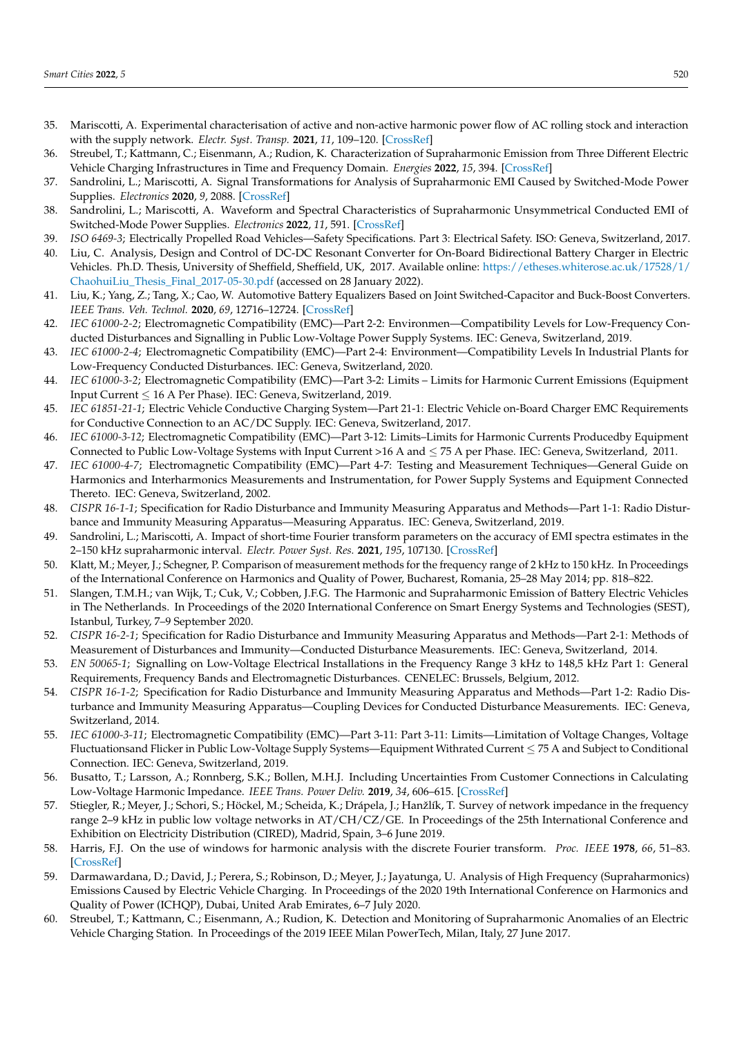35. Mariscotti, A. Experimental characterisation of active and non-active harmonic power flow of AC rolling stock and interaction with the supply network. *Electr. Syst. Transp.* **2021**, *11*, 109–120. [CrossRef]
36. Streubel, T.; Kattmann, C.; Eisenmann, A.; Rudion, K. Characterization of Supraharmonic Emission from Three Different Electric Vehicle Charging Infrastructures in Time and Frequency Domain. *Energies* **2022**, *15*, 394. [CrossRef]
37. Sandrolini, L.; Mariscotti, A. Signal Transformations for Analysis of Supraharmonic EMI Caused by Switched-Mode Power Supplies. *Electronics* **2020**, *9*, 2088. [CrossRef]
38. Sandrolini, L.; Mariscotti, A. Waveform and Spectral Characteristics of Supraharmonic Unsymmetrical Conducted EMI of Switched-Mode Power Supplies. *Electronics* **2022**, *11*, 591. [CrossRef]
39. *ISO 6469-3*; Electrically Propelled Road Vehicles—Safety Specifications. Part 3: Electrical Safety. ISO: Geneva, Switzerland, 2017.
40. Liu, C. Analysis, Design and Control of DC-DC Resonant Converter for On-Board Bidirectional Battery Charger in Electric Vehicles. Ph.D. Thesis, University of Sheffield, Sheffield, UK, 2017. Available online: https://etheses.whiterose.ac.uk/17528/1/ChaohuiLiu_Thesis_Final_2017-05-30.pdf (accessed on 28 January 2022).
41. Liu, K.; Yang, Z.; Tang, X.; Cao, W. Automotive Battery Equalizers Based on Joint Switched-Capacitor and Buck-Boost Converters. *IEEE Trans. Veh. Technol.* **2020**, *69*, 12716–12724. [CrossRef]
42. *IEC 61000-2-2*; Electromagnetic Compatibility (EMC)—Part 2-2: Environmen—Compatibility Levels for Low-Frequency Conducted Disturbances and Signalling in Public Low-Voltage Power Supply Systems. IEC: Geneva, Switzerland, 2019.
43. *IEC 61000-2-4*; Electromagnetic Compatibility (EMC)—Part 2-4: Environment—Compatibility Levels In Industrial Plants for Low-Frequency Conducted Disturbances. IEC: Geneva, Switzerland, 2020.
44. *IEC 61000-3-2*; Electromagnetic Compatibility (EMC)—Part 3-2: Limits – Limits for Harmonic Current Emissions (Equipment Input Current ≤ 16 A Per Phase). IEC: Geneva, Switzerland, 2019.
45. *IEC 61851-21-1*; Electric Vehicle Conductive Charging System—Part 21-1: Electric Vehicle on-Board Charger EMC Requirements for Conductive Connection to an AC/DC Supply. IEC: Geneva, Switzerland, 2017.
46. *IEC 61000-3-12*; Electromagnetic Compatibility (EMC)—Part 3-12: Limits–Limits for Harmonic Currents Producedby Equipment Connected to Public Low-Voltage Systems with Input Current >16 A and ≤ 75 A per Phase. IEC: Geneva, Switzerland, 2011.
47. *IEC 61000-4-7*; Electromagnetic Compatibility (EMC)—Part 4-7: Testing and Measurement Techniques—General Guide on Harmonics and Interharmonics Measurements and Instrumentation, for Power Supply Systems and Equipment Connected Thereto. IEC: Geneva, Switzerland, 2002.
48. *CISPR 16-1-1*; Specification for Radio Disturbance and Immunity Measuring Apparatus and Methods—Part 1-1: Radio Disturbance and Immunity Measuring Apparatus—Measuring Apparatus. IEC: Geneva, Switzerland, 2019.
49. Sandrolini, L.; Mariscotti, A. Impact of short-time Fourier transform parameters on the accuracy of EMI spectra estimates in the 2–150 kHz supraharmonic interval. *Electr. Power Syst. Res.* **2021**, *195*, 107130. [CrossRef]
50. Klatt, M.; Meyer, J.; Schegner, P. Comparison of measurement methods for the frequency range of 2 kHz to 150 kHz. In Proceedings of the International Conference on Harmonics and Quality of Power, Bucharest, Romania, 25–28 May 2014; pp. 818–822.
51. Slangen, T.M.H.; van Wijk, T.; Cuk, V.; Cobben, J.F.G. The Harmonic and Supraharmonic Emission of Battery Electric Vehicles in The Netherlands. In Proceedings of the 2020 International Conference on Smart Energy Systems and Technologies (SEST), Istanbul, Turkey, 7–9 September 2020.
52. *CISPR 16-2-1*; Specification for Radio Disturbance and Immunity Measuring Apparatus and Methods—Part 2-1: Methods of Measurement of Disturbances and Immunity—Conducted Disturbance Measurements. IEC: Geneva, Switzerland, 2014.
53. *EN 50065-1*; Signalling on Low-Voltage Electrical Installations in the Frequency Range 3 kHz to 148,5 kHz Part 1: General Requirements, Frequency Bands and Electromagnetic Disturbances. CENELEC: Brussels, Belgium, 2012.
54. *CISPR 16-1-2*; Specification for Radio Disturbance and Immunity Measuring Apparatus and Methods—Part 1-2: Radio Disturbance and Immunity Measuring Apparatus—Coupling Devices for Conducted Disturbance Measurements. IEC: Geneva, Switzerland, 2014.
55. *IEC 61000-3-11*; Electromagnetic Compatibility (EMC)—Part 3-11: Part 3-11: Limits—Limitation of Voltage Changes, Voltage Fluctuationsand Flicker in Public Low-Voltage Supply Systems—Equipment Withrated Current ≤ 75 A and Subject to Conditional Connection. IEC: Geneva, Switzerland, 2019.
56. Busatto, T.; Larsson, A.; Ronnberg, S.K.; Bollen, M.H.J. Including Uncertainties From Customer Connections in Calculating Low-Voltage Harmonic Impedance. *IEEE Trans. Power Deliv.* **2019**, *34*, 606–615. [CrossRef]
57. Stiegler, R.; Meyer, J.; Schori, S.; Höckel, M.; Scheida, K.; Drápela, J.; Hanžlík, T. Survey of network impedance in the frequency range 2–9 kHz in public low voltage networks in AT/CH/CZ/GE. In Proceedings of the 25th International Conference and Exhibition on Electricity Distribution (CIRED), Madrid, Spain, 3–6 June 2019.
58. Harris, F.J. On the use of windows for harmonic analysis with the discrete Fourier transform. *Proc. IEEE* **1978**, *66*, 51–83. [CrossRef]
59. Darmawardana, D.; David, J.; Perera, S.; Robinson, D.; Meyer, J.; Jayatunga, U. Analysis of High Frequency (Supraharmonics) Emissions Caused by Electric Vehicle Charging. In Proceedings of the 2020 19th International Conference on Harmonics and Quality of Power (ICHQP), Dubai, United Arab Emirates, 6–7 July 2020.
60. Streubel, T.; Kattmann, C.; Eisenmann, A.; Rudion, K. Detection and Monitoring of Supraharmonic Anomalies of an Electric Vehicle Charging Station. In Proceedings of the 2019 IEEE Milan PowerTech, Milan, Italy, 27 June 2017.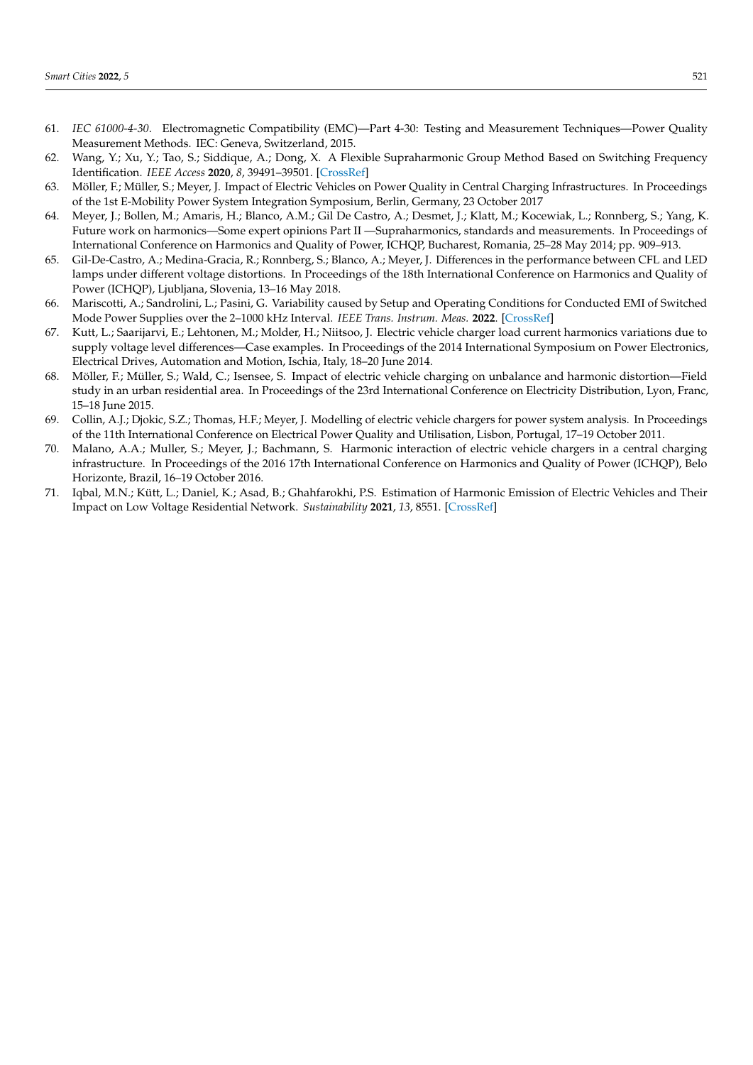61. *IEC 61000-4-30*. Electromagnetic Compatibility (EMC)—Part 4-30: Testing and Measurement Techniques—Power Quality Measurement Methods. IEC: Geneva, Switzerland, 2015.
62. Wang, Y.; Xu, Y.; Tao, S.; Siddique, A.; Dong, X. A Flexible Supraharmonic Group Method Based on Switching Frequency Identification. *IEEE Access* **2020**, *8*, 39491–39501. [CrossRef]
63. Möller, F.; Müller, S.; Meyer, J. Impact of Electric Vehicles on Power Quality in Central Charging Infrastructures. In Proceedings of the 1st E-Mobility Power System Integration Symposium, Berlin, Germany, 23 October 2017
64. Meyer, J.; Bollen, M.; Amaris, H.; Blanco, A.M.; Gil De Castro, A.; Desmet, J.; Klatt, M.; Kocewiak, L.; Ronnberg, S.; Yang, K. Future work on harmonics—Some expert opinions Part II —Supraharmonics, standards and measurements. In Proceedings of International Conference on Harmonics and Quality of Power, ICHQP, Bucharest, Romania, 25–28 May 2014; pp. 909–913.
65. Gil-De-Castro, A.; Medina-Gracia, R.; Ronnberg, S.; Blanco, A.; Meyer, J. Differences in the performance between CFL and LED lamps under different voltage distortions. In Proceedings of the 18th International Conference on Harmonics and Quality of Power (ICHQP), Ljubljana, Slovenia, 13–16 May 2018.
66. Mariscotti, A.; Sandrolini, L.; Pasini, G. Variability caused by Setup and Operating Conditions for Conducted EMI of Switched Mode Power Supplies over the 2–1000 kHz Interval. *IEEE Trans. Instrum. Meas.* **2022**. [CrossRef]
67. Kutt, L.; Saarijarvi, E.; Lehtonen, M.; Molder, H.; Niitsoo, J. Electric vehicle charger load current harmonics variations due to supply voltage level differences—Case examples. In Proceedings of the 2014 International Symposium on Power Electronics, Electrical Drives, Automation and Motion, Ischia, Italy, 18–20 June 2014.
68. Möller, F.; Müller, S.; Wald, C.; Isensee, S. Impact of electric vehicle charging on unbalance and harmonic distortion—Field study in an urban residential area. In Proceedings of the 23rd International Conference on Electricity Distribution, Lyon, Franc, 15–18 June 2015.
69. Collin, A.J.; Djokic, S.Z.; Thomas, H.F.; Meyer, J. Modelling of electric vehicle chargers for power system analysis. In Proceedings of the 11th International Conference on Electrical Power Quality and Utilisation, Lisbon, Portugal, 17–19 October 2011.
70. Malano, A.A.; Muller, S.; Meyer, J.; Bachmann, S. Harmonic interaction of electric vehicle chargers in a central charging infrastructure. In Proceedings of the 2016 17th International Conference on Harmonics and Quality of Power (ICHQP), Belo Horizonte, Brazil, 16–19 October 2016.
71. Iqbal, M.N.; Kütt, L.; Daniel, K.; Asad, B.; Ghahfarokhi, P.S. Estimation of Harmonic Emission of Electric Vehicles and Their Impact on Low Voltage Residential Network. *Sustainability* **2021**, *13*, 8551. [CrossRef]